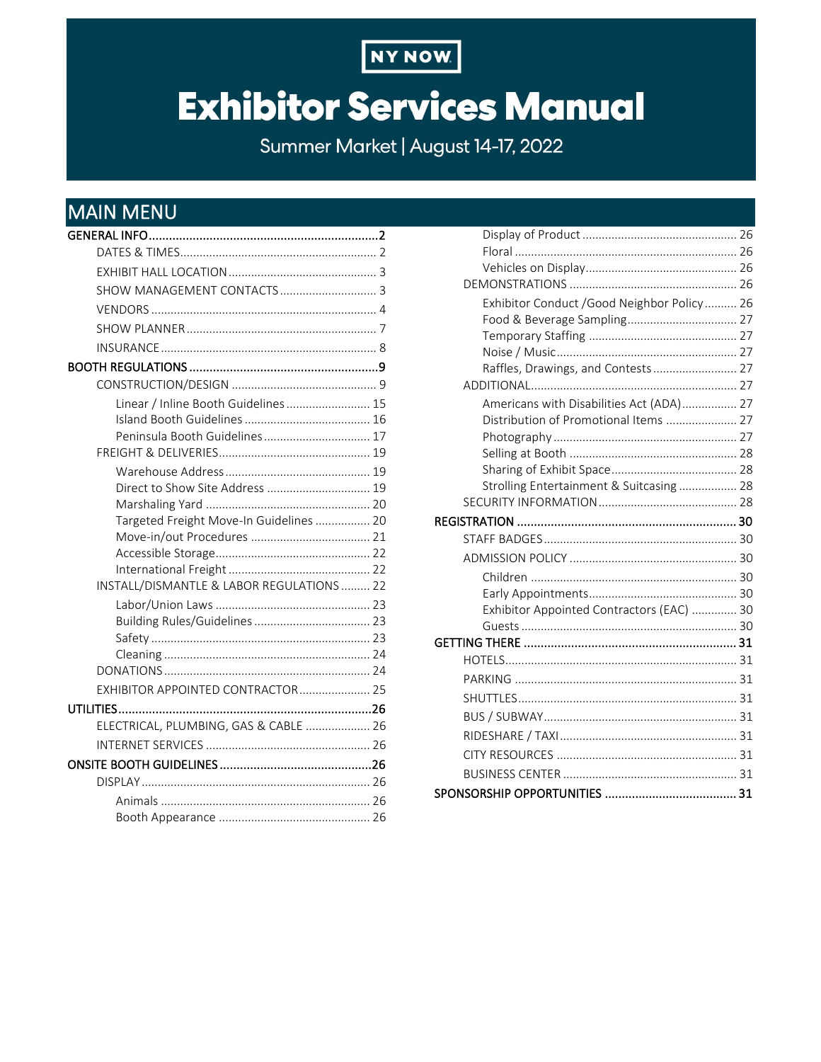NY NOW

# Exhibitor Services Manual

Summer Market | August 14-17, 2022

## MAIN MENU

- **GENERAL INFO .... 2**
  - DATES & TIMES .... 2
  - EXHIBIT HALL LOCATION .... 3
  - SHOW MANAGEMENT CONTACTS .... 3
  - VENDORS .... 4
  - SHOW PLANNER .... 7
  - INSURANCE .... 8
- **BOOTH REGULATIONS .... 9**
  - CONSTRUCTION/DESIGN .... 9
    - Linear / Inline Booth Guidelines .... 15
    - Island Booth Guidelines .... 16
    - Peninsula Booth Guidelines .... 17
  - FREIGHT & DELIVERIES .... 19
    - Warehouse Address .... 19
    - Direct to Show Site Address .... 19
    - Marshaling Yard .... 20
    - Targeted Freight Move-In Guidelines .... 20
    - Move-in/out Procedures .... 21
    - Accessible Storage .... 22
    - International Freight .... 22
  - INSTALL/DISMANTLE & LABOR REGULATIONS .... 22
    - Labor/Union Laws .... 23
    - Building Rules/Guidelines .... 23
    - Safety .... 23
    - Cleaning .... 24
  - DONATIONS .... 24
  - EXHIBITOR APPOINTED CONTRACTOR .... 25
- **UTILITIES .... 26**
  - ELECTRICAL, PLUMBING, GAS & CABLE .... 26
  - INTERNET SERVICES .... 26
- **ONSITE BOOTH GUIDELINES .... 26**
  - DISPLAY .... 26
    - Animals .... 26
    - Booth Appearance .... 26
    - Display of Product .... 26
    - Floral .... 26
    - Vehicles on Display .... 26
  - DEMONSTRATIONS .... 26
    - Exhibitor Conduct /Good Neighbor Policy .... 26
    - Food & Beverage Sampling .... 27
    - Temporary Staffing .... 27
    - Noise / Music .... 27
    - Raffles, Drawings, and Contests .... 27
  - ADDITIONAL .... 27
    - Americans with Disabilities Act (ADA) .... 27
    - Distribution of Promotional Items .... 27
    - Photography .... 27
    - Selling at Booth .... 28
    - Sharing of Exhibit Space .... 28
    - Strolling Entertainment & Suitcasing .... 28
  - SECURITY INFORMATION .... 28
- **REGISTRATION .... 30**
  - STAFF BADGES .... 30
  - ADMISSION POLICY .... 30
    - Children .... 30
    - Early Appointments .... 30
    - Exhibitor Appointed Contractors (EAC) .... 30
    - Guests .... 30
- **GETTING THERE .... 31**
  - HOTELS .... 31
  - PARKING .... 31
  - SHUTTLES .... 31
  - BUS / SUBWAY .... 31
  - RIDESHARE / TAXI .... 31
  - CITY RESOURCES .... 31
  - BUSINESS CENTER .... 31
- **SPONSORSHIP OPPORTUNITIES .... 31**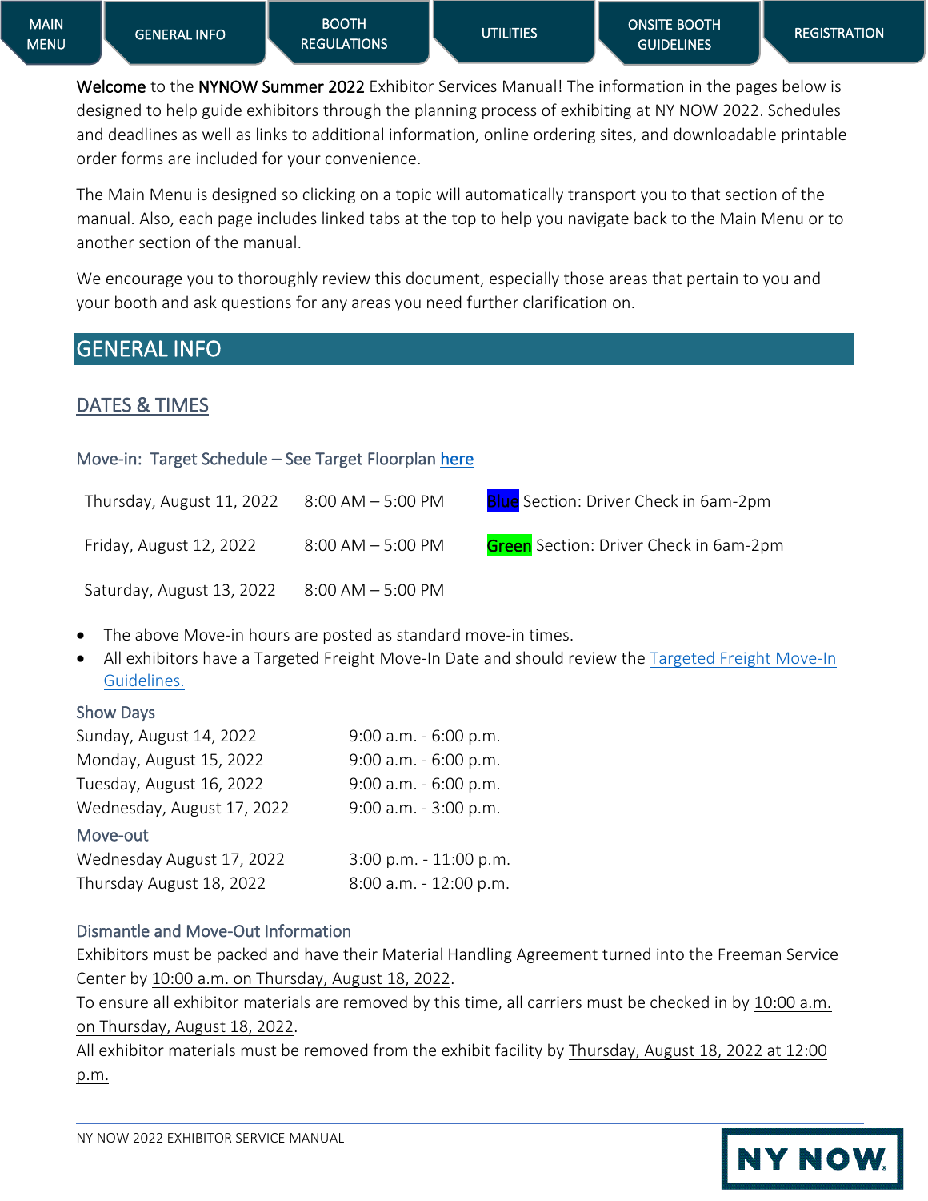MAIN MENU | GENERAL INFO | BOOTH REGULATIONS | UTILITIES | ONSITE BOOTH GUIDELINES | REGISTRATION

**Welcome** to the **NYNOW Summer 2022** Exhibitor Services Manual! The information in the pages below is designed to help guide exhibitors through the planning process of exhibiting at NY NOW 2022. Schedules and deadlines as well as links to additional information, online ordering sites, and downloadable printable order forms are included for your convenience.

The Main Menu is designed so clicking on a topic will automatically transport you to that section of the manual. Also, each page includes linked tabs at the top to help you navigate back to the Main Menu or to another section of the manual.

We encourage you to thoroughly review this document, especially those areas that pertain to you and your booth and ask questions for any areas you need further clarification on.

# GENERAL INFO

## DATES & TIMES

### Move-in: Target Schedule – See Target Floorplan here

| | | |
|---|---|---|
| Thursday, August 11, 2022 | 8:00 AM – 5:00 PM | Blue Section: Driver Check in 6am-2pm |
| Friday, August 12, 2022 | 8:00 AM – 5:00 PM | Green Section: Driver Check in 6am-2pm |
| Saturday, August 13, 2022 | 8:00 AM – 5:00 PM | |

- The above Move-in hours are posted as standard move-in times.
- All exhibitors have a Targeted Freight Move-In Date and should review the Targeted Freight Move-In Guidelines.

### Show Days

| | |
|---|---|
| Sunday, August 14, 2022 | 9:00 a.m. - 6:00 p.m. |
| Monday, August 15, 2022 | 9:00 a.m. - 6:00 p.m. |
| Tuesday, August 16, 2022 | 9:00 a.m. - 6:00 p.m. |
| Wednesday, August 17, 2022 | 9:00 a.m. - 3:00 p.m. |

### Move-out

| | |
|---|---|
| Wednesday August 17, 2022 | 3:00 p.m. - 11:00 p.m. |
| Thursday August 18, 2022 | 8:00 a.m. - 12:00 p.m. |

### Dismantle and Move-Out Information

Exhibitors must be packed and have their Material Handling Agreement turned into the Freeman Service Center by 10:00 a.m. on Thursday, August 18, 2022.

To ensure all exhibitor materials are removed by this time, all carriers must be checked in by 10:00 a.m. on Thursday, August 18, 2022.

All exhibitor materials must be removed from the exhibit facility by Thursday, August 18, 2022 at 12:00 p.m.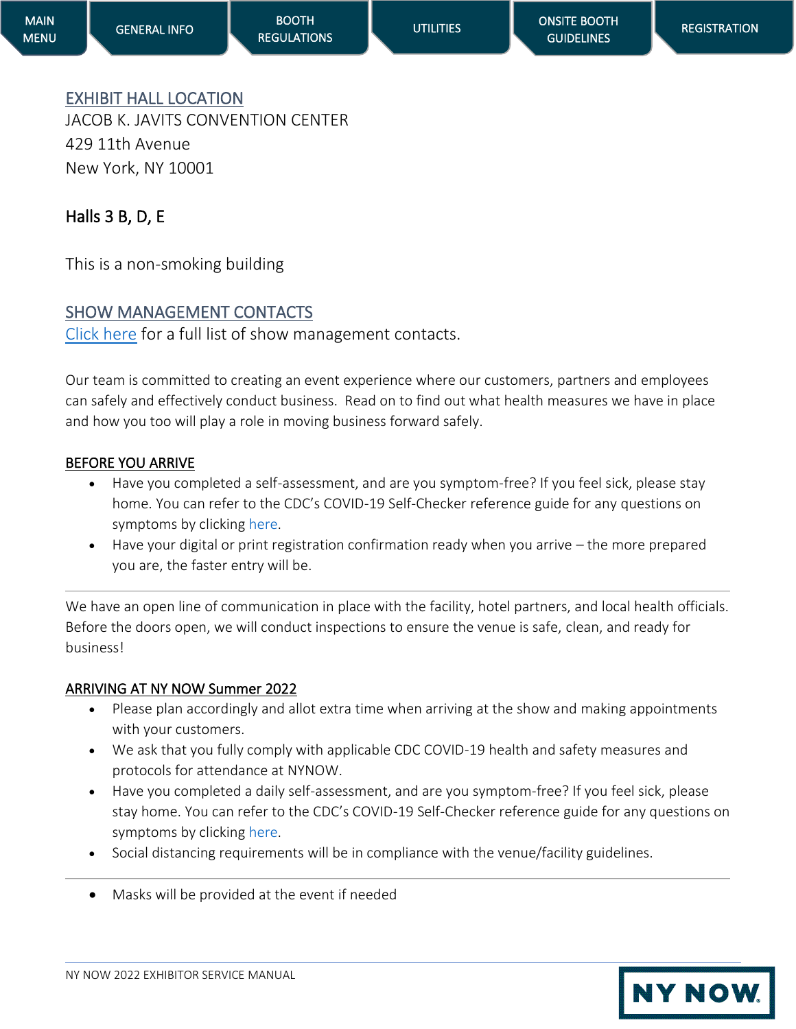MAIN MENU | GENERAL INFO | BOOTH REGULATIONS | UTILITIES | ONSITE BOOTH GUIDELINES | REGISTRATION

## EXHIBIT HALL LOCATION

JACOB K. JAVITS CONVENTION CENTER
429 11th Avenue
New York, NY 10001

### Halls 3 B, D, E

This is a non-smoking building

## SHOW MANAGEMENT CONTACTS

Click here for a full list of show management contacts.

Our team is committed to creating an event experience where our customers, partners and employees can safely and effectively conduct business. Read on to find out what health measures we have in place and how you too will play a role in moving business forward safely.

### BEFORE YOU ARRIVE

- Have you completed a self-assessment, and are you symptom-free? If you feel sick, please stay home. You can refer to the CDC's COVID-19 Self-Checker reference guide for any questions on symptoms by clicking here.
- Have your digital or print registration confirmation ready when you arrive – the more prepared you are, the faster entry will be.

---

We have an open line of communication in place with the facility, hotel partners, and local health officials. Before the doors open, we will conduct inspections to ensure the venue is safe, clean, and ready for business!

### ARRIVING AT NY NOW Summer 2022

- Please plan accordingly and allot extra time when arriving at the show and making appointments with your customers.
- We ask that you fully comply with applicable CDC COVID-19 health and safety measures and protocols for attendance at NYNOW.
- Have you completed a daily self-assessment, and are you symptom-free? If you feel sick, please stay home. You can refer to the CDC's COVID-19 Self-Checker reference guide for any questions on symptoms by clicking here.
- Social distancing requirements will be in compliance with the venue/facility guidelines.

---

- Masks will be provided at the event if needed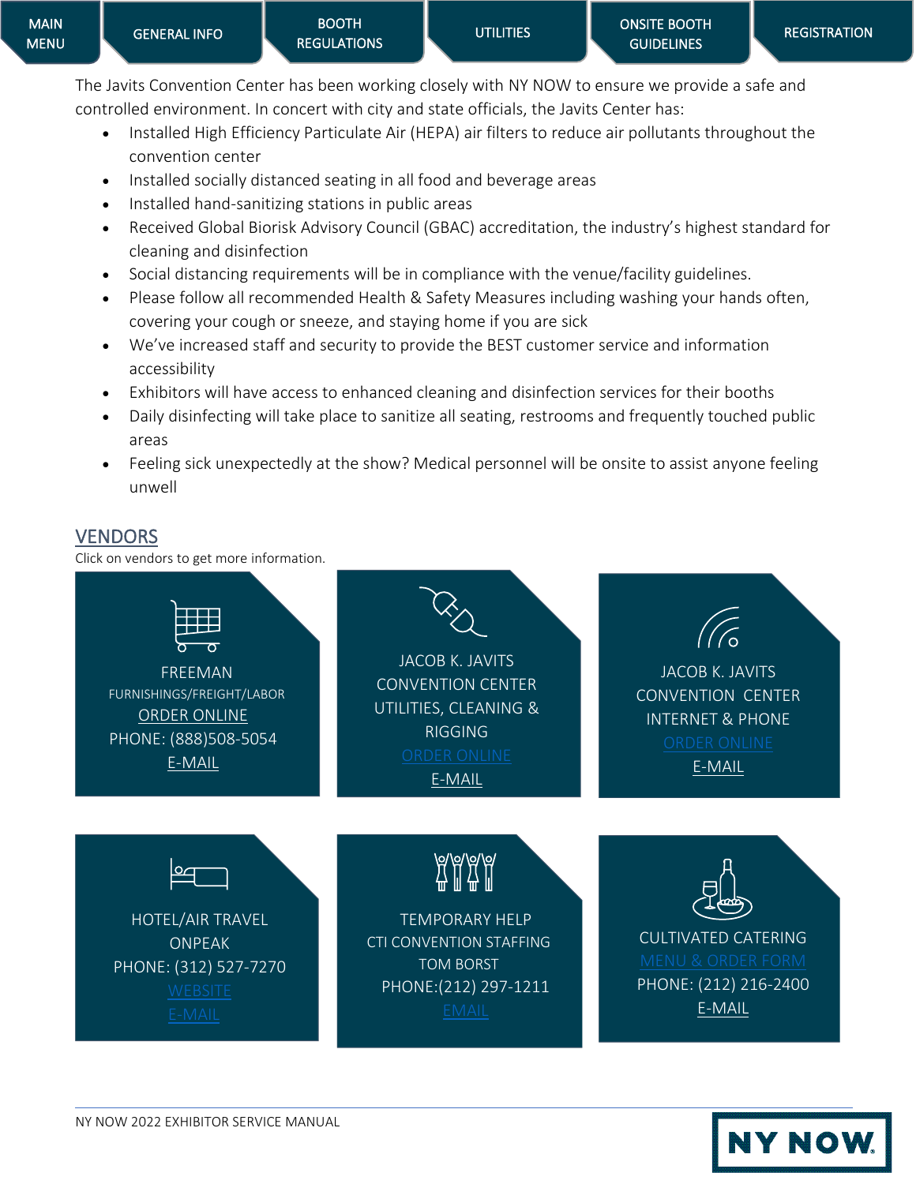MAIN MENU | GENERAL INFO | BOOTH REGULATIONS | UTILITIES | ONSITE BOOTH GUIDELINES | REGISTRATION

The Javits Convention Center has been working closely with NY NOW to ensure we provide a safe and controlled environment. In concert with city and state officials, the Javits Center has:

- Installed High Efficiency Particulate Air (HEPA) air filters to reduce air pollutants throughout the convention center
- Installed socially distanced seating in all food and beverage areas
- Installed hand-sanitizing stations in public areas
- Received Global Biorisk Advisory Council (GBAC) accreditation, the industry's highest standard for cleaning and disinfection
- Social distancing requirements will be in compliance with the venue/facility guidelines.
- Please follow all recommended Health & Safety Measures including washing your hands often, covering your cough or sneeze, and staying home if you are sick
- We've increased staff and security to provide the BEST customer service and information accessibility
- Exhibitors will have access to enhanced cleaning and disinfection services for their booths
- Daily disinfecting will take place to sanitize all seating, restrooms and frequently touched public areas
- Feeling sick unexpectedly at the show? Medical personnel will be onsite to assist anyone feeling unwell

## VENDORS

Click on vendors to get more information.

**FREEMAN**
FURNISHINGS/FREIGHT/LABOR
ORDER ONLINE
PHONE: (888)508-5054
E-MAIL

**JACOB K. JAVITS CONVENTION CENTER UTILITIES, CLEANING & RIGGING**
ORDER ONLINE
E-MAIL

**JACOB K. JAVITS CONVENTION CENTER INTERNET & PHONE**
ORDER ONLINE
E-MAIL

**HOTEL/AIR TRAVEL**
ONPEAK
PHONE: (312) 527-7270
WEBSITE
E-MAIL

**TEMPORARY HELP**
CTI CONVENTION STAFFING
TOM BORST
PHONE:(212) 297-1211
EMAIL

**CULTIVATED CATERING**
MENU & ORDER FORM
PHONE: (212) 216-2400
E-MAIL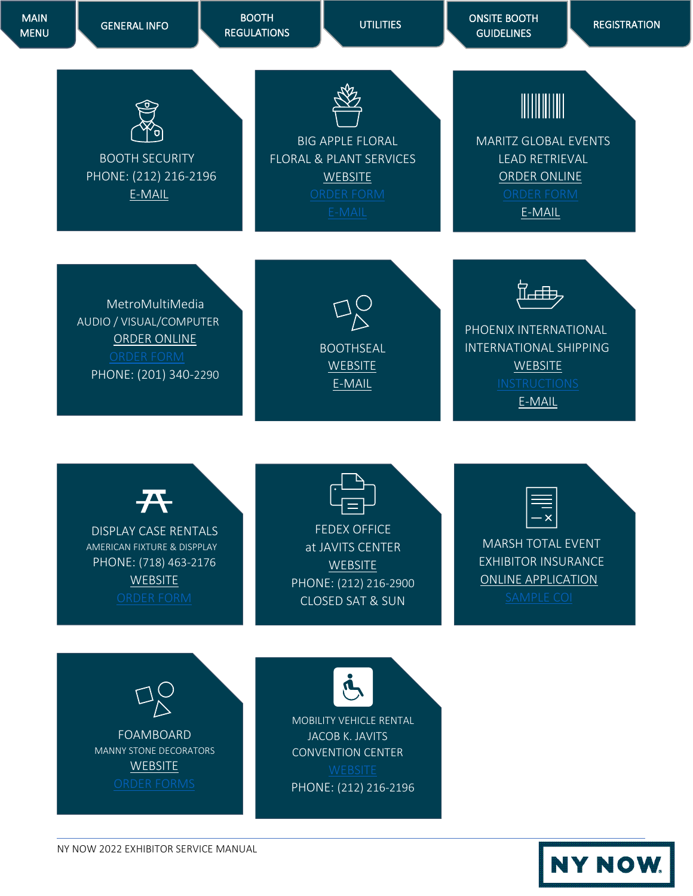MAIN MENU | GENERAL INFO | BOOTH REGULATIONS | UTILITIES | ONSITE BOOTH GUIDELINES | REGISTRATION

BOOTH SECURITY
PHONE: (212) 216-2196
E-MAIL

BIG APPLE FLORAL
FLORAL & PLANT SERVICES
WEBSITE
ORDER FORM
E-MAIL

MARITZ GLOBAL EVENTS
LEAD RETRIEVAL
ORDER ONLINE
ORDER FORM
E-MAIL

MetroMultiMedia
AUDIO / VISUAL/COMPUTER
ORDER ONLINE
ORDER FORM
PHONE: (201) 340-2290

BOOTHSEAL
WEBSITE
E-MAIL

PHOENIX INTERNATIONAL
INTERNATIONAL SHIPPING
WEBSITE
INSTRUCTIONS
E-MAIL

DISPLAY CASE RENTALS
AMERICAN FIXTURE & DISPPLAY
PHONE: (718) 463-2176
WEBSITE
ORDER FORM

FEDEX OFFICE
at JAVITS CENTER
WEBSITE
PHONE: (212) 216-2900
CLOSED SAT & SUN

MARSH TOTAL EVENT
EXHIBITOR INSURANCE
ONLINE APPLICATION
SAMPLE COI

FOAMBOARD
MANNY STONE DECORATORS
WEBSITE
ORDER FORMS

MOBILITY VEHICLE RENTAL
JACOB K. JAVITS
CONVENTION CENTER
WEBSITE
PHONE: (212) 216-2196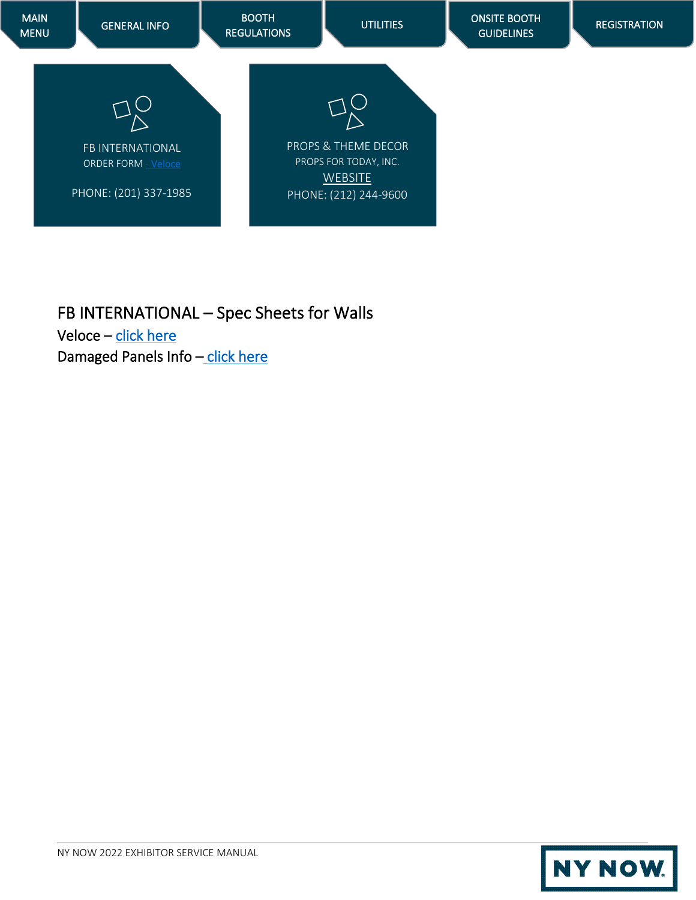MAIN MENU | GENERAL INFO | BOOTH REGULATIONS | UTILITIES | ONSITE BOOTH GUIDELINES | REGISTRATION

FB INTERNATIONAL
ORDER FORM - Veloce

PHONE: (201) 337-1985

PROPS & THEME DECOR
PROPS FOR TODAY, INC.
WEBSITE
PHONE: (212) 244-9600

## FB INTERNATIONAL – Spec Sheets for Walls

Veloce – click here

Damaged Panels Info – click here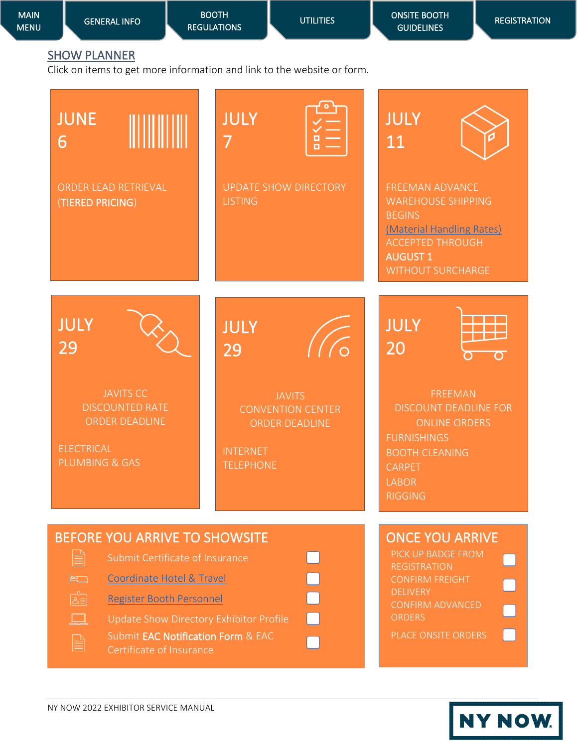MAIN MENU | GENERAL INFO | BOOTH REGULATIONS | UTILITIES | ONSITE BOOTH GUIDELINES | REGISTRATION

## SHOW PLANNER

Click on items to get more information and link to the website or form.

**JUNE 6**
ORDER LEAD RETRIEVAL (**TIERED PRICING**)

**JULY 7**
UPDATE SHOW DIRECTORY LISTING

**JULY 11**
FREEMAN ADVANCE WAREHOUSE SHIPPING BEGINS
(Material Handling Rates)
ACCEPTED THROUGH **AUGUST 1** WITHOUT SURCHARGE

**JULY 29**
JAVITS CC DISCOUNTED RATE ORDER DEADLINE
ELECTRICAL
PLUMBING & GAS

**JULY 29**
JAVITS CONVENTION CENTER ORDER DEADLINE
INTERNET
TELEPHONE

**JULY 20**
FREEMAN DISCOUNT DEADLINE FOR ONLINE ORDERS
FURNISHINGS
BOOTH CLEANING
CARPET
LABOR
RIGGING

## BEFORE YOU ARRIVE TO SHOWSITE

- [ ] Submit Certificate of Insurance
- [ ] Coordinate Hotel & Travel
- [ ] Register Booth Personnel
- [ ] Update Show Directory Exhibitor Profile
- [ ] Submit **EAC Notification Form** & EAC Certificate of Insurance

## ONCE YOU ARRIVE

- [ ] PICK UP BADGE FROM REGISTRATION
- [ ] CONFIRM FREIGHT DELIVERY
- [ ] CONFIRM ADVANCED ORDERS
- [ ] PLACE ONSITE ORDERS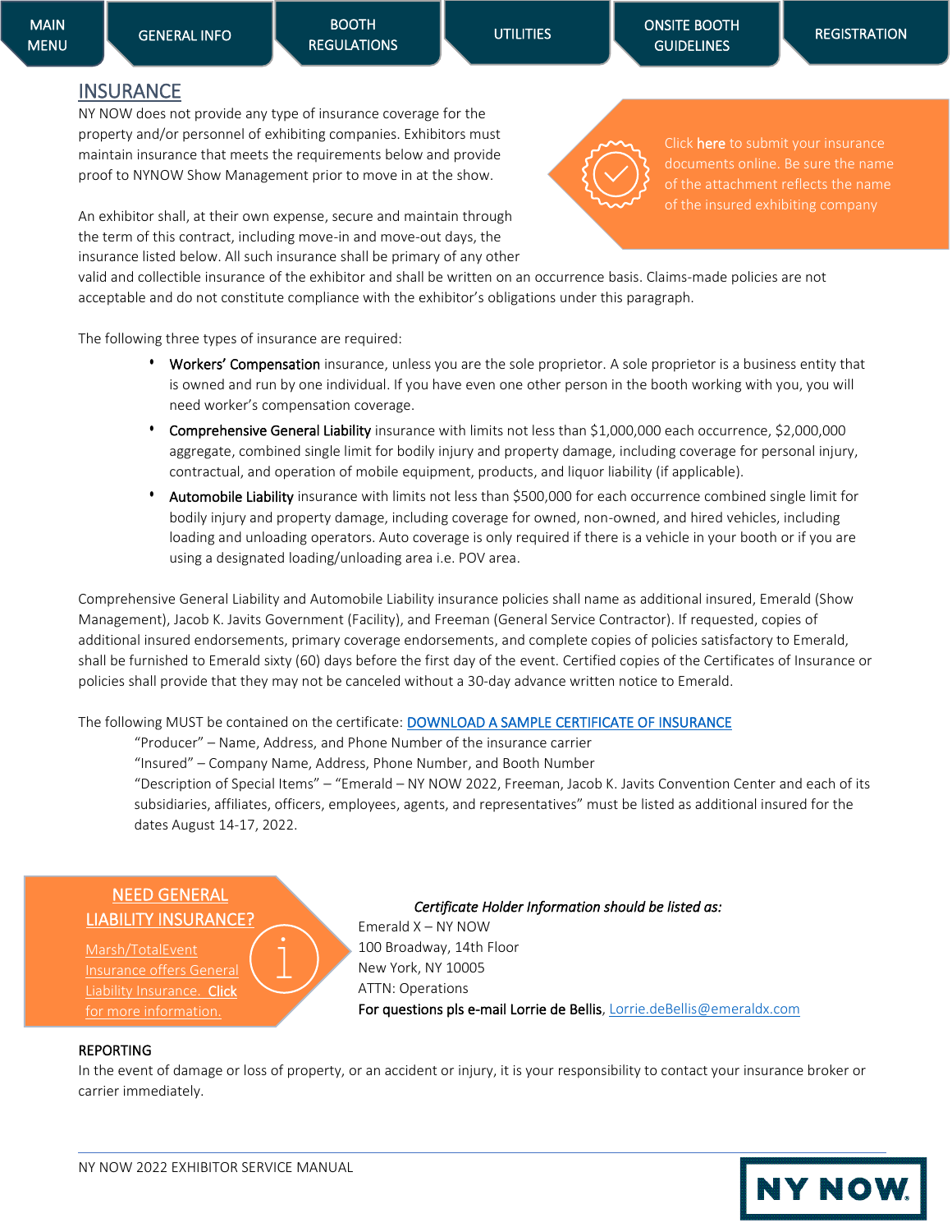MAIN MENU | GENERAL INFO | BOOTH REGULATIONS | UTILITIES | ONSITE BOOTH GUIDELINES | REGISTRATION

# INSURANCE

NY NOW does not provide any type of insurance coverage for the property and/or personnel of exhibiting companies. Exhibitors must maintain insurance that meets the requirements below and provide proof to NYNOW Show Management prior to move in at the show.

Click **here** to submit your insurance documents online. Be sure the name of the attachment reflects the name of the insured exhibiting company

An exhibitor shall, at their own expense, secure and maintain through the term of this contract, including move-in and move-out days, the insurance listed below. All such insurance shall be primary of any other valid and collectible insurance of the exhibitor and shall be written on an occurrence basis. Claims-made policies are not acceptable and do not constitute compliance with the exhibitor's obligations under this paragraph.

The following three types of insurance are required:

- **Workers' Compensation** insurance, unless you are the sole proprietor. A sole proprietor is a business entity that is owned and run by one individual. If you have even one other person in the booth working with you, you will need worker's compensation coverage.
- **Comprehensive General Liability** insurance with limits not less than $1,000,000 each occurrence, $2,000,000 aggregate, combined single limit for bodily injury and property damage, including coverage for personal injury, contractual, and operation of mobile equipment, products, and liquor liability (if applicable).
- **Automobile Liability** insurance with limits not less than $500,000 for each occurrence combined single limit for bodily injury and property damage, including coverage for owned, non-owned, and hired vehicles, including loading and unloading operators. Auto coverage is only required if there is a vehicle in your booth or if you are using a designated loading/unloading area i.e. POV area.

Comprehensive General Liability and Automobile Liability insurance policies shall name as additional insured, Emerald (Show Management), Jacob K. Javits Government (Facility), and Freeman (General Service Contractor). If requested, copies of additional insured endorsements, primary coverage endorsements, and complete copies of policies satisfactory to Emerald, shall be furnished to Emerald sixty (60) days before the first day of the event. Certified copies of the Certificates of Insurance or policies shall provide that they may not be canceled without a 30-day advance written notice to Emerald.

The following MUST be contained on the certificate: DOWNLOAD A SAMPLE CERTIFICATE OF INSURANCE

"Producer" – Name, Address, and Phone Number of the insurance carrier
"Insured" – Company Name, Address, Phone Number, and Booth Number
"Description of Special Items" – "Emerald – NY NOW 2022, Freeman, Jacob K. Javits Convention Center and each of its subsidiaries, affiliates, officers, employees, agents, and representatives" must be listed as additional insured for the dates August 14-17, 2022.

**NEED GENERAL LIABILITY INSURANCE?**

Marsh/TotalEvent Insurance offers General Liability Insurance. **Click** for more information.

*Certificate Holder Information should be listed as:*

Emerald X – NY NOW
100 Broadway, 14th Floor
New York, NY 10005
ATTN: Operations
**For questions pls e-mail Lorrie de Bellis**, Lorrie.deBellis@emeraldx.com

REPORTING

In the event of damage or loss of property, or an accident or injury, it is your responsibility to contact your insurance broker or carrier immediately.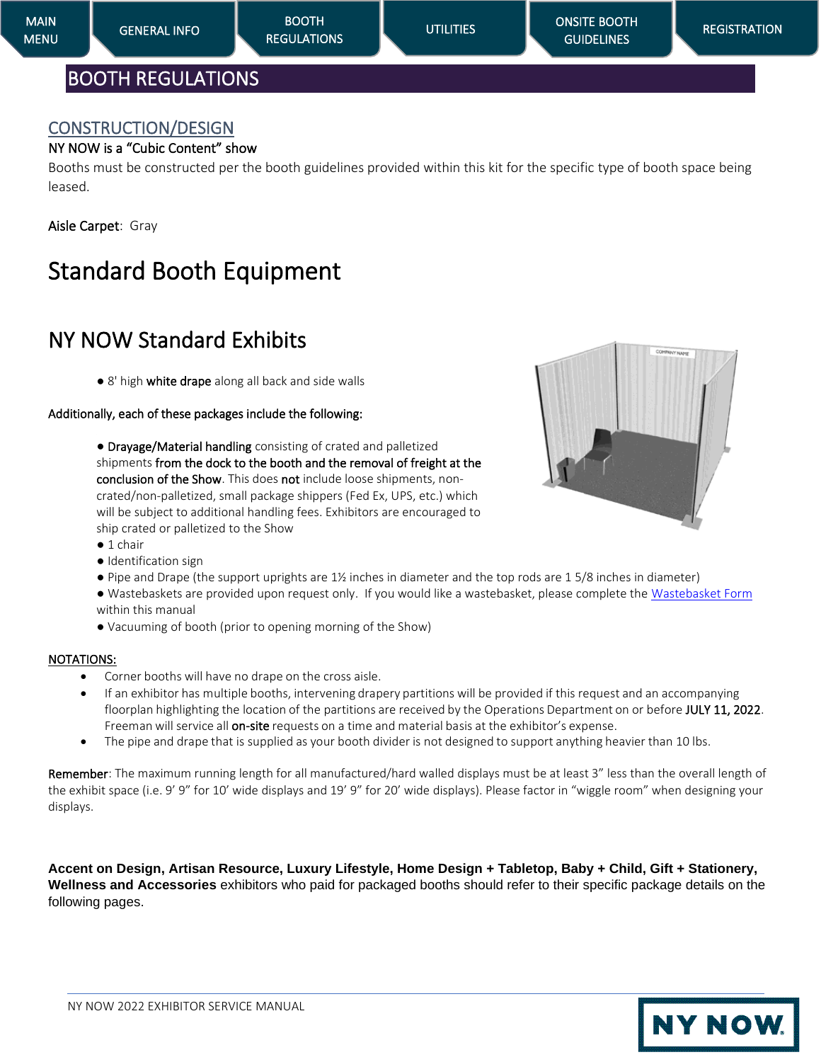MAIN MENU | GENERAL INFO | BOOTH REGULATIONS | UTILITIES | ONSITE BOOTH GUIDELINES | REGISTRATION

# BOOTH REGULATIONS

## CONSTRUCTION/DESIGN

NY NOW is a "Cubic Content" show

Booths must be constructed per the booth guidelines provided within this kit for the specific type of booth space being leased.

Aisle Carpet: Gray

# Standard Booth Equipment

## NY NOW Standard Exhibits

- 8' high **white drape** along all back and side walls

Additionally, each of these packages include the following:

- **Drayage/Material handling** consisting of crated and palletized shipments **from the dock to the booth and the removal of freight at the conclusion of the Show**. This does **not** include loose shipments, non-crated/non-palletized, small package shippers (Fed Ex, UPS, etc.) which will be subject to additional handling fees. Exhibitors are encouraged to ship crated or palletized to the Show
- 1 chair
- Identification sign
- Pipe and Drape (the support uprights are 1½ inches in diameter and the top rods are 1 5/8 inches in diameter)
- Wastebaskets are provided upon request only. If you would like a wastebasket, please complete the Wastebasket Form within this manual
- Vacuuming of booth (prior to opening morning of the Show)

NOTATIONS:

- Corner booths will have no drape on the cross aisle.
- If an exhibitor has multiple booths, intervening drapery partitions will be provided if this request and an accompanying floorplan highlighting the location of the partitions are received by the Operations Department on or before **JULY 11, 2022**. Freeman will service all **on-site** requests on a time and material basis at the exhibitor's expense.
- The pipe and drape that is supplied as your booth divider is not designed to support anything heavier than 10 lbs.

**Remember**: The maximum running length for all manufactured/hard walled displays must be at least 3" less than the overall length of the exhibit space (i.e. 9' 9" for 10' wide displays and 19' 9" for 20' wide displays). Please factor in "wiggle room" when designing your displays.

**Accent on Design, Artisan Resource, Luxury Lifestyle, Home Design + Tabletop, Baby + Child, Gift + Stationery, Wellness and Accessories** exhibitors who paid for packaged booths should refer to their specific package details on the following pages.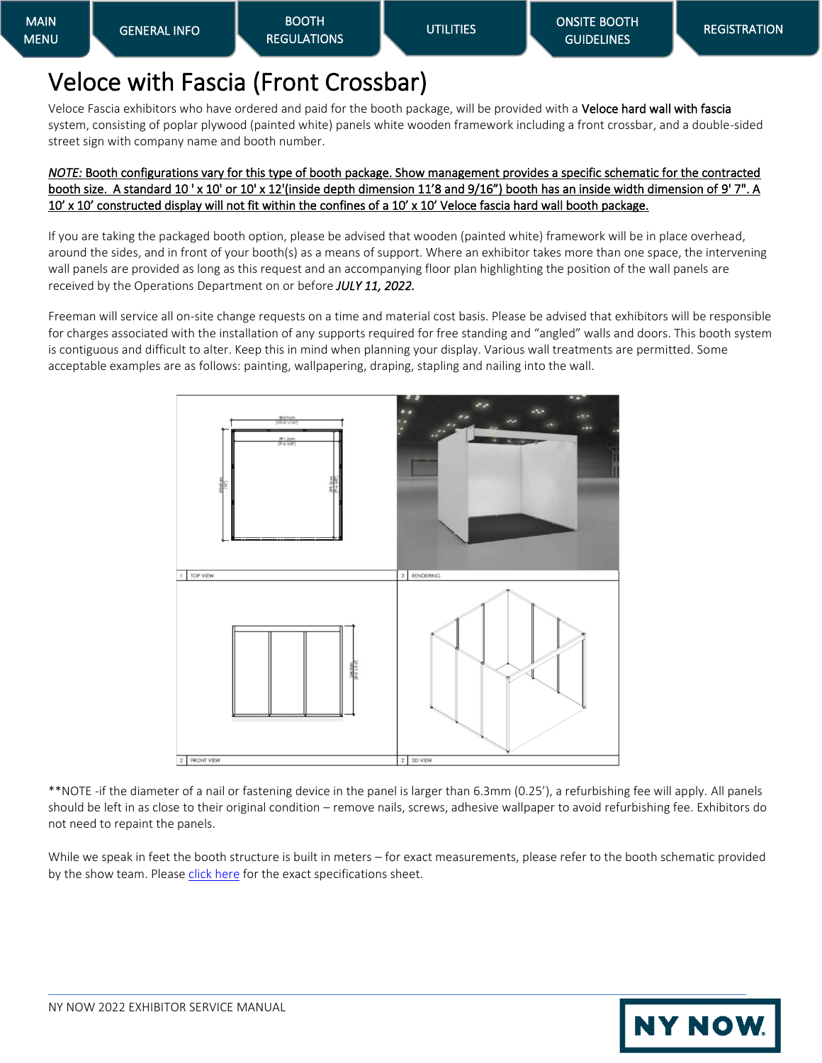# Veloce with Fascia (Front Crossbar)

Veloce Fascia exhibitors who have ordered and paid for the booth package, will be provided with a Veloce hard wall with fascia system, consisting of poplar plywood (painted white) panels white wooden framework including a front crossbar, and a double-sided street sign with company name and booth number.

*NOTE:* Booth configurations vary for this type of booth package. Show management provides a specific schematic for the contracted booth size. A standard 10 ' x 10' or 10' x 12'(inside depth dimension 11'8 and 9/16") booth has an inside width dimension of 9' 7". A 10' x 10' constructed display will not fit within the confines of a 10' x 10' Veloce fascia hard wall booth package.

If you are taking the packaged booth option, please be advised that wooden (painted white) framework will be in place overhead, around the sides, and in front of your booth(s) as a means of support. Where an exhibitor takes more than one space, the intervening wall panels are provided as long as this request and an accompanying floor plan highlighting the position of the wall panels are received by the Operations Department on or before ***JULY 11, 2022.***

Freeman will service all on-site change requests on a time and material cost basis. Please be advised that exhibitors will be responsible for charges associated with the installation of any supports required for free standing and "angled" walls and doors. This booth system is contiguous and difficult to alter. Keep this in mind when planning your display. Various wall treatments are permitted. Some acceptable examples are as follows: painting, wallpapering, draping, stapling and nailing into the wall.

**NOTE -if the diameter of a nail or fastening device in the panel is larger than 6.3mm (0.25'), a refurbishing fee will apply. All panels should be left in as close to their original condition – remove nails, screws, adhesive wallpaper to avoid refurbishing fee. Exhibitors do not need to repaint the panels.

While we speak in feet the booth structure is built in meters – for exact measurements, please refer to the booth schematic provided by the show team. Please click here for the exact specifications sheet.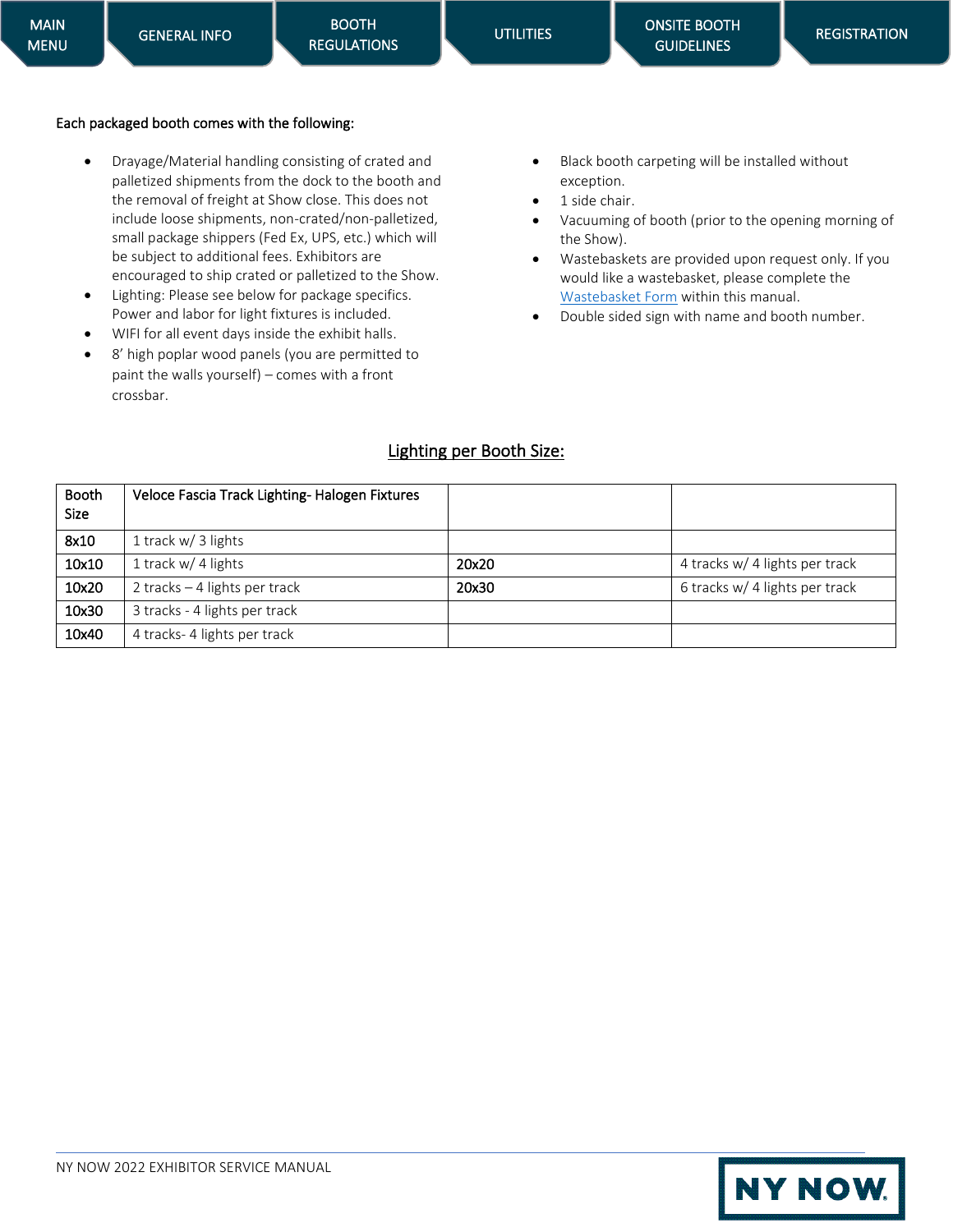Each packaged booth comes with the following:

- Drayage/Material handling consisting of crated and palletized shipments from the dock to the booth and the removal of freight at Show close. This does not include loose shipments, non-crated/non-palletized, small package shippers (Fed Ex, UPS, etc.) which will be subject to additional fees. Exhibitors are encouraged to ship crated or palletized to the Show.
- Lighting: Please see below for package specifics. Power and labor for light fixtures is included.
- WIFI for all event days inside the exhibit halls.
- 8' high poplar wood panels (you are permitted to paint the walls yourself) – comes with a front crossbar.
- Black booth carpeting will be installed without exception.
- 1 side chair.
- Vacuuming of booth (prior to the opening morning of the Show).
- Wastebaskets are provided upon request only. If you would like a wastebasket, please complete the Wastebasket Form within this manual.
- Double sided sign with name and booth number.

## Lighting per Booth Size:

| Booth Size | Veloce Fascia Track Lighting- Halogen Fixtures | | |
|---|---|---|---|
| 8x10 | 1 track w/ 3 lights | | |
| 10x10 | 1 track w/ 4 lights | 20x20 | 4 tracks w/ 4 lights per track |
| 10x20 | 2 tracks – 4 lights per track | 20x30 | 6 tracks w/ 4 lights per track |
| 10x30 | 3 tracks - 4 lights per track | | |
| 10x40 | 4 tracks- 4 lights per track | | |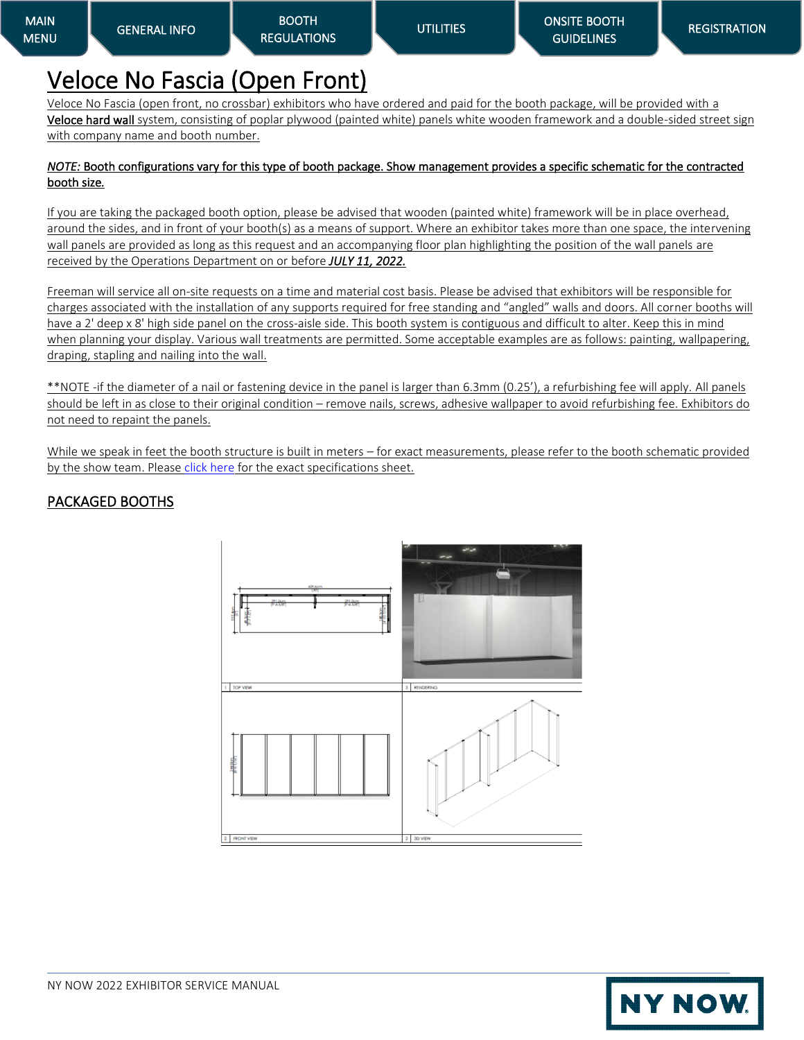MAIN MENU | GENERAL INFO | BOOTH REGULATIONS | UTILITIES | ONSITE BOOTH GUIDELINES | REGISTRATION

# Veloce No Fascia (Open Front)

Veloce No Fascia (open front, no crossbar) exhibitors who have ordered and paid for the booth package, will be provided with a **Veloce hard wall** system, consisting of poplar plywood (painted white) panels white wooden framework and a double-sided street sign with company name and booth number.

*NOTE:* Booth configurations vary for this type of booth package. Show management provides a specific schematic for the contracted booth size.

If you are taking the packaged booth option, please be advised that wooden (painted white) framework will be in place overhead, around the sides, and in front of your booth(s) as a means of support. Where an exhibitor takes more than one space, the intervening wall panels are provided as long as this request and an accompanying floor plan highlighting the position of the wall panels are received by the Operations Department on or before ***JULY 11, 2022.***

Freeman will service all on-site requests on a time and material cost basis. Please be advised that exhibitors will be responsible for charges associated with the installation of any supports required for free standing and "angled" walls and doors. All corner booths will have a 2' deep x 8' high side panel on the cross-aisle side. This booth system is contiguous and difficult to alter. Keep this in mind when planning your display. Various wall treatments are permitted. Some acceptable examples are as follows: painting, wallpapering, draping, stapling and nailing into the wall.

**NOTE -if the diameter of a nail or fastening device in the panel is larger than 6.3mm (0.25'), a refurbishing fee will apply. All panels should be left in as close to their original condition – remove nails, screws, adhesive wallpaper to avoid refurbishing fee. Exhibitors do not need to repaint the panels.

While we speak in feet the booth structure is built in meters – for exact measurements, please refer to the booth schematic provided by the show team. Please click here for the exact specifications sheet.

## PACKAGED BOOTHS

1 TOP VIEW | 3 RENDERING | 2 FRONT VIEW | 2 3D VIEW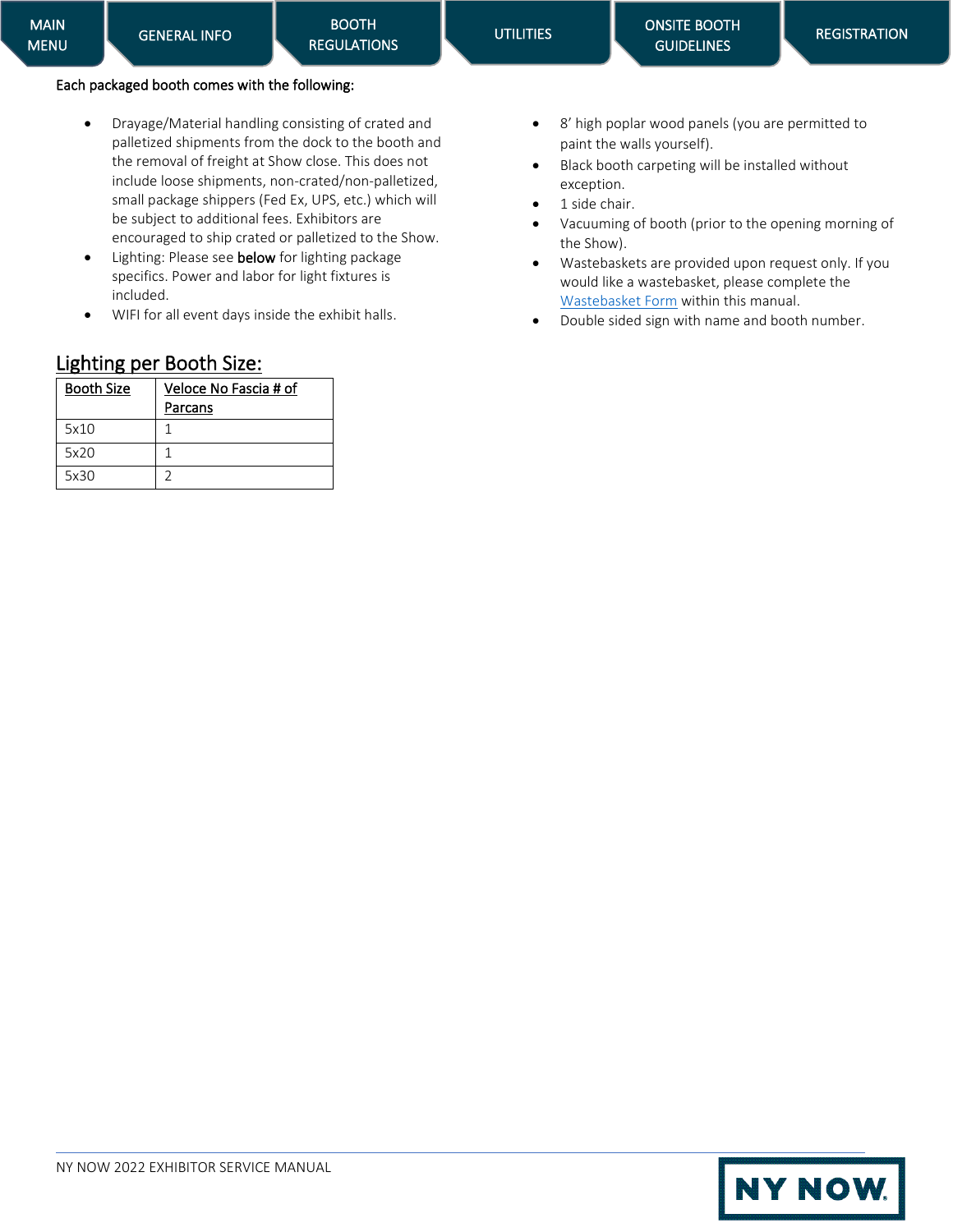Each packaged booth comes with the following:

- Drayage/Material handling consisting of crated and palletized shipments from the dock to the booth and the removal of freight at Show close. This does not include loose shipments, non-crated/non-palletized, small package shippers (Fed Ex, UPS, etc.) which will be subject to additional fees. Exhibitors are encouraged to ship crated or palletized to the Show.
- Lighting: Please see **below** for lighting package specifics. Power and labor for light fixtures is included.
- WIFI for all event days inside the exhibit halls.
- 8' high poplar wood panels (you are permitted to paint the walls yourself).
- Black booth carpeting will be installed without exception.
- 1 side chair.
- Vacuuming of booth (prior to the opening morning of the Show).
- Wastebaskets are provided upon request only. If you would like a wastebasket, please complete the Wastebasket Form within this manual.
- Double sided sign with name and booth number.

## Lighting per Booth Size:

| Booth Size | Veloce No Fascia # of Parcans |
|---|---|
| 5x10 | 1 |
| 5x20 | 1 |
| 5x30 | 2 |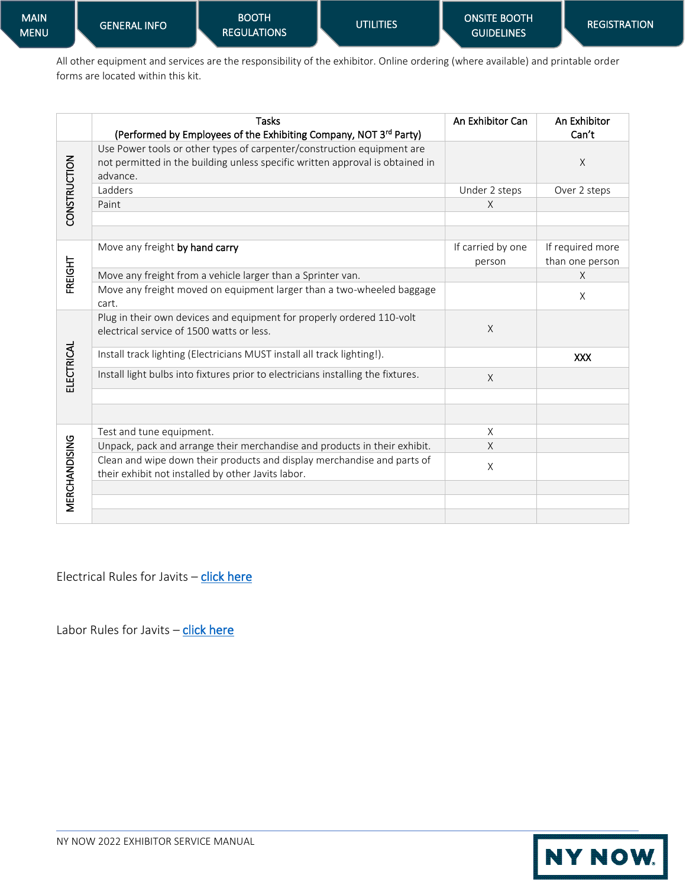All other equipment and services are the responsibility of the exhibitor. Online ordering (where available) and printable order forms are located within this kit.

| | Tasks (Performed by Employees of the Exhibiting Company, NOT 3rd Party) | An Exhibitor Can | An Exhibitor Can't |
|---|---|---|---|
| CONSTRUCTION | Use Power tools or other types of carpenter/construction equipment are not permitted in the building unless specific written approval is obtained in advance. | | X |
| | Ladders | Under 2 steps | Over 2 steps |
| | Paint | X | |
| | | | |
| | | | |
| FREIGHT | Move any freight **by hand carry** | If carried by one person | If required more than one person |
| | Move any freight from a vehicle larger than a Sprinter van. | | X |
| | Move any freight moved on equipment larger than a two-wheeled baggage cart. | | X |
| ELECTRICAL | Plug in their own devices and equipment for properly ordered 110-volt electrical service of 1500 watts or less. | X | |
| | Install track lighting (Electricians MUST install all track lighting!). | | XXX |
| | Install light bulbs into fixtures prior to electricians installing the fixtures. | X | |
| | | | |
| | | | |
| MERCHANDISING | Test and tune equipment. | X | |
| | Unpack, pack and arrange their merchandise and products in their exhibit. | X | |
| | Clean and wipe down their products and display merchandise and parts of their exhibit not installed by other Javits labor. | X | |
| | | | |
| | | | |
| | | | |

Electrical Rules for Javits – click here

Labor Rules for Javits – click here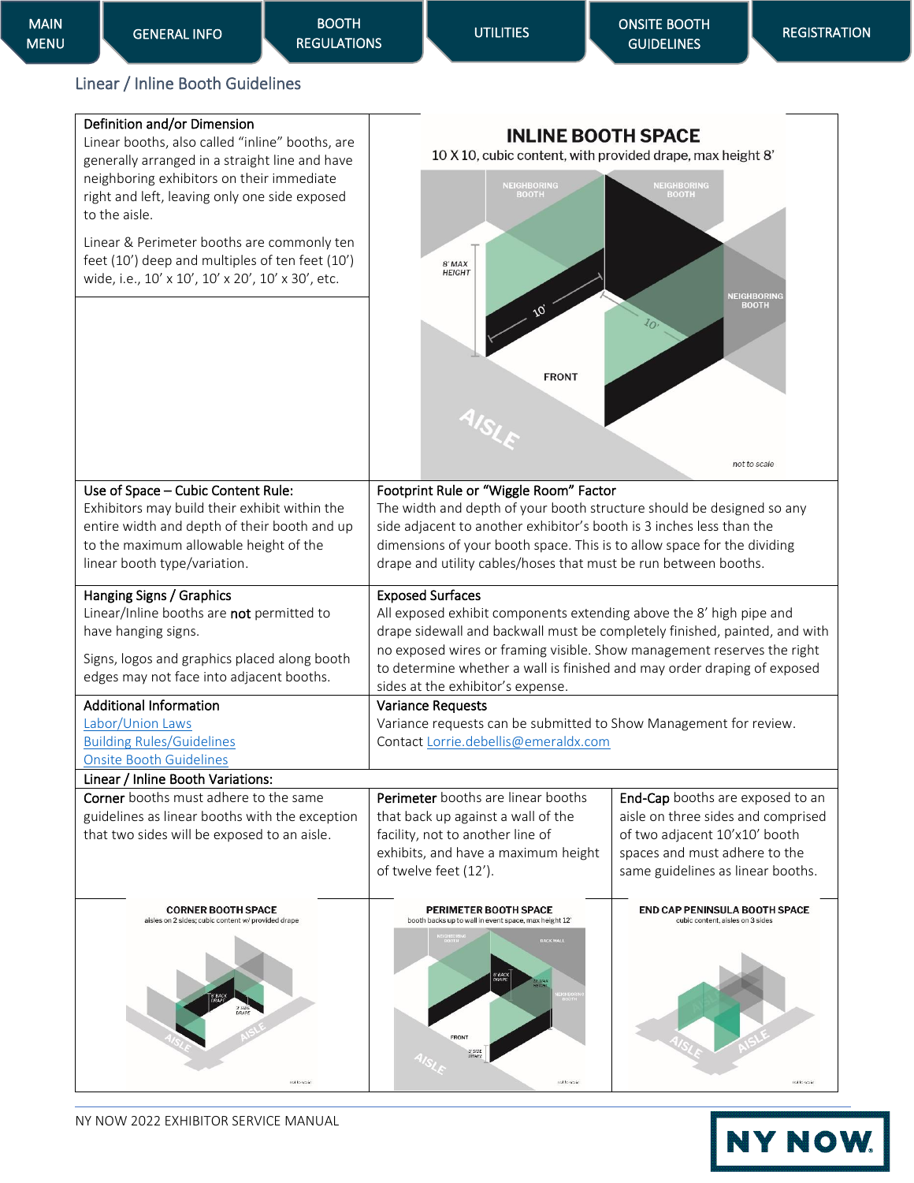MAIN MENU | GENERAL INFO | BOOTH REGULATIONS | UTILITIES | ONSITE BOOTH GUIDELINES | REGISTRATION

## Linear / Inline Booth Guidelines

**Definition and/or Dimension**

Linear booths, also called "inline" booths, are generally arranged in a straight line and have neighboring exhibitors on their immediate right and left, leaving only one side exposed to the aisle.

Linear & Perimeter booths are commonly ten feet (10') deep and multiples of ten feet (10') wide, i.e., 10' x 10', 10' x 20', 10' x 30', etc.

**INLINE BOOTH SPACE**
10 X 10, cubic content, with provided drape, max height 8'

NEIGHBORING BOOTH | NEIGHBORING BOOTH | NEIGHBORING BOOTH | 8' MAX HEIGHT | 10' | 10' | FRONT | AISLE | not to scale

**Use of Space – Cubic Content Rule:**

Exhibitors may build their exhibit within the entire width and depth of their booth and up to the maximum allowable height of the linear booth type/variation.

**Footprint Rule or "Wiggle Room" Factor**

The width and depth of your booth structure should be designed so any side adjacent to another exhibitor's booth is 3 inches less than the dimensions of your booth space. This is to allow space for the dividing drape and utility cables/hoses that must be run between booths.

**Hanging Signs / Graphics**

Linear/Inline booths are **not** permitted to have hanging signs.

Signs, logos and graphics placed along booth edges may not face into adjacent booths.

**Exposed Surfaces**

All exposed exhibit components extending above the 8' high pipe and drape sidewall and backwall must be completely finished, painted, and with no exposed wires or framing visible. Show management reserves the right to determine whether a wall is finished and may order draping of exposed sides at the exhibitor's expense.

**Additional Information**

Labor/Union Laws
Building Rules/Guidelines
Onsite Booth Guidelines

**Variance Requests**

Variance requests can be submitted to Show Management for review. Contact Lorrie.debellis@emeraldx.com

**Linear / Inline Booth Variations:**

**Corner** booths must adhere to the same guidelines as linear booths with the exception that two sides will be exposed to an aisle.

**Perimeter** booths are linear booths that back up against a wall of the facility, not to another line of exhibits, and have a maximum height of twelve feet (12').

**End-Cap** booths are exposed to an aisle on three sides and comprised of two adjacent 10'x10' booth spaces and must adhere to the same guidelines as linear booths.

**CORNER BOOTH SPACE**
aisles on 2 sides; cubic content w/ provided drape

**PERIMETER BOOTH SPACE**
booth backs up to wall in event space, max height 12'

**END CAP PENINSULA BOOTH SPACE**
cubic content, aisles on 3 sides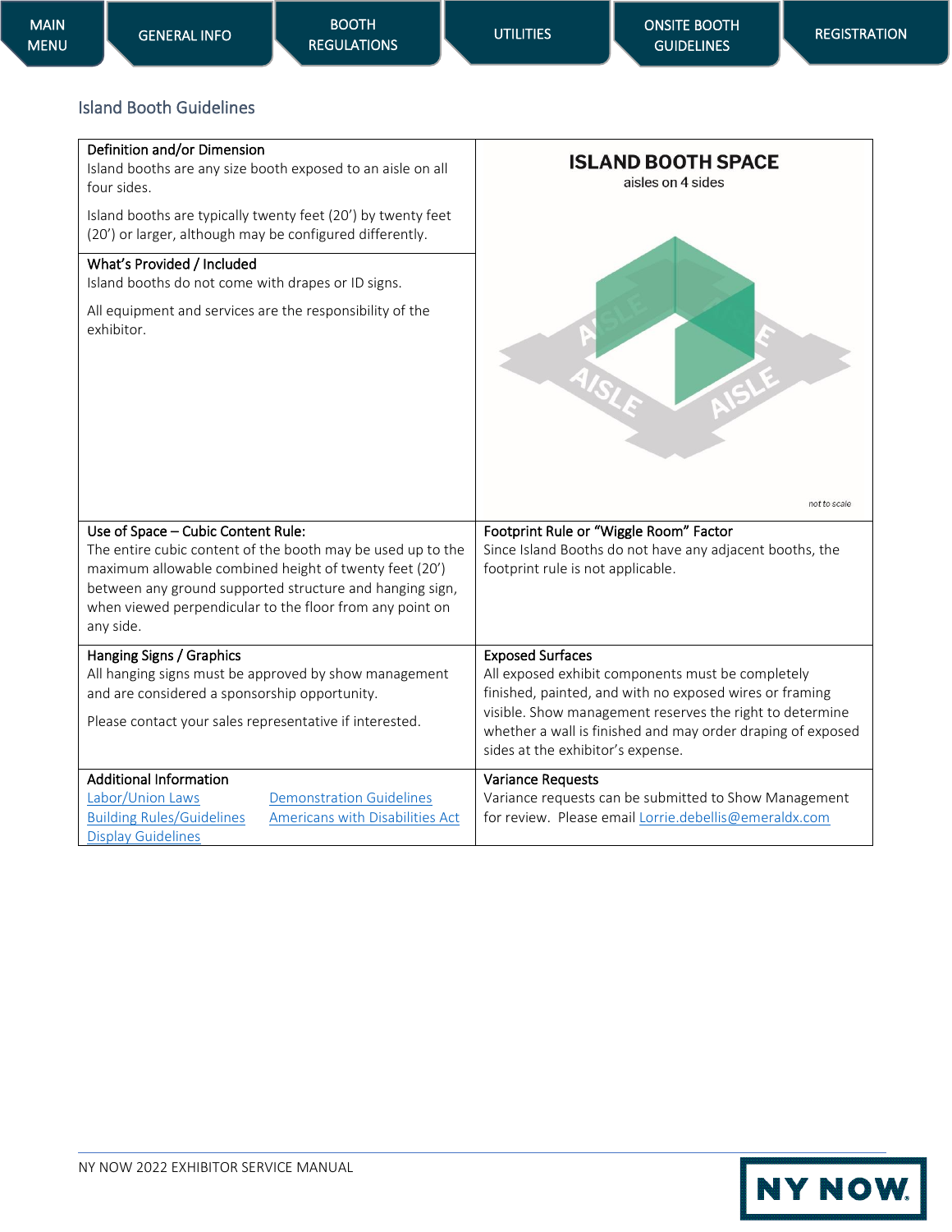MAIN MENU | GENERAL INFO | BOOTH REGULATIONS | UTILITIES | ONSITE BOOTH GUIDELINES | REGISTRATION

## Island Booth Guidelines

| | |
|---|---|
| **Definition and/or Dimension**<br>Island booths are any size booth exposed to an aisle on all four sides.<br><br>Island booths are typically twenty feet (20') by twenty feet (20') or larger, although may be configured differently. | **ISLAND BOOTH SPACE**<br>aisles on 4 sides<br><br>AISLE AISLE AISLE AISLE<br><br>*not to scale* |
| **What's Provided / Included**<br>Island booths do not come with drapes or ID signs.<br><br>All equipment and services are the responsibility of the exhibitor. | |
| **Use of Space – Cubic Content Rule:**<br>The entire cubic content of the booth may be used up to the maximum allowable combined height of twenty feet (20') between any ground supported structure and hanging sign, when viewed perpendicular to the floor from any point on any side. | **Footprint Rule or "Wiggle Room" Factor**<br>Since Island Booths do not have any adjacent booths, the footprint rule is not applicable. |
| **Hanging Signs / Graphics**<br>All hanging signs must be approved by show management and are considered a sponsorship opportunity.<br><br>Please contact your sales representative if interested. | **Exposed Surfaces**<br>All exposed exhibit components must be completely finished, painted, and with no exposed wires or framing visible. Show management reserves the right to determine whether a wall is finished and may order draping of exposed sides at the exhibitor's expense. |
| **Additional Information**<br>Labor/Union Laws<br>Building Rules/Guidelines<br>Display Guidelines<br>Demonstration Guidelines<br>Americans with Disabilities Act | **Variance Requests**<br>Variance requests can be submitted to Show Management for review. Please email Lorrie.debellis@emeraldx.com |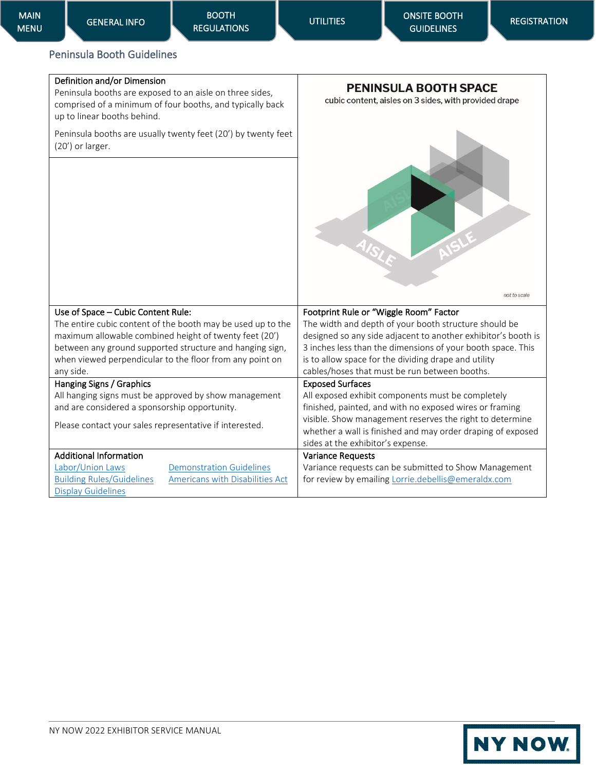## Peninsula Booth Guidelines

| Definition and/or Dimension | PENINSULA BOOTH SPACE |
|---|---|
| Peninsula booths are exposed to an aisle on three sides, comprised of a minimum of four booths, and typically back up to linear booths behind.<br><br>Peninsula booths are usually twenty feet (20') by twenty feet (20') or larger. | cubic content, aisles on 3 sides, with provided drape<br><br>AISLE AISLE AISLE<br><br>not to scale |
| **Use of Space – Cubic Content Rule:**<br>The entire cubic content of the booth may be used up to the maximum allowable combined height of twenty feet (20') between any ground supported structure and hanging sign, when viewed perpendicular to the floor from any point on any side. | **Footprint Rule or "Wiggle Room" Factor**<br>The width and depth of your booth structure should be designed so any side adjacent to another exhibitor's booth is 3 inches less than the dimensions of your booth space. This is to allow space for the dividing drape and utility cables/hoses that must be run between booths. |
| **Hanging Signs / Graphics**<br>All hanging signs must be approved by show management and are considered a sponsorship opportunity.<br><br>Please contact your sales representative if interested. | **Exposed Surfaces**<br>All exposed exhibit components must be completely finished, painted, and with no exposed wires or framing visible. Show management reserves the right to determine whether a wall is finished and may order draping of exposed sides at the exhibitor's expense. |
| **Additional Information**<br>Labor/Union Laws<br>Building Rules/Guidelines<br>Display Guidelines<br>Demonstration Guidelines<br>Americans with Disabilities Act | **Variance Requests**<br>Variance requests can be submitted to Show Management for review by emailing Lorrie.debellis@emeraldx.com |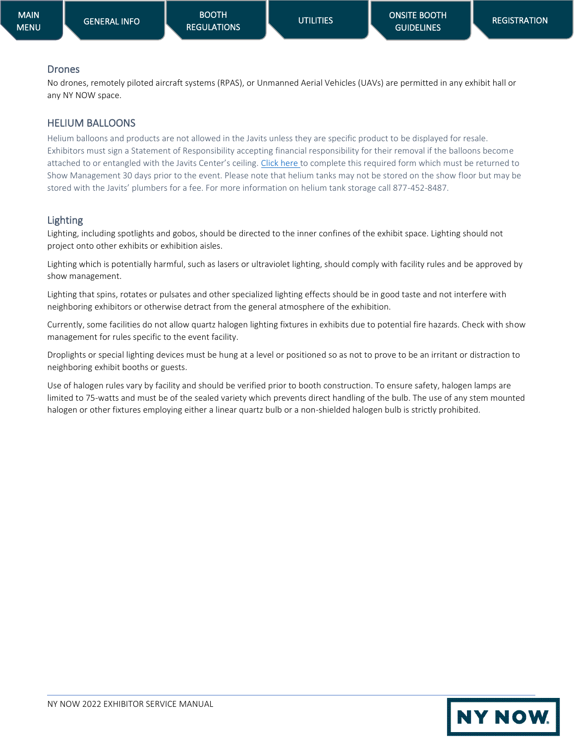## Drones

No drones, remotely piloted aircraft systems (RPAS), or Unmanned Aerial Vehicles (UAVs) are permitted in any exhibit hall or any NY NOW space.

## HELIUM BALLOONS

Helium balloons and products are not allowed in the Javits unless they are specific product to be displayed for resale. Exhibitors must sign a Statement of Responsibility accepting financial responsibility for their removal if the balloons become attached to or entangled with the Javits Center's ceiling. Click here to complete this required form which must be returned to Show Management 30 days prior to the event. Please note that helium tanks may not be stored on the show floor but may be stored with the Javits' plumbers for a fee. For more information on helium tank storage call 877-452-8487.

## Lighting

Lighting, including spotlights and gobos, should be directed to the inner confines of the exhibit space. Lighting should not project onto other exhibits or exhibition aisles.

Lighting which is potentially harmful, such as lasers or ultraviolet lighting, should comply with facility rules and be approved by show management.

Lighting that spins, rotates or pulsates and other specialized lighting effects should be in good taste and not interfere with neighboring exhibitors or otherwise detract from the general atmosphere of the exhibition.

Currently, some facilities do not allow quartz halogen lighting fixtures in exhibits due to potential fire hazards. Check with show management for rules specific to the event facility.

Droplights or special lighting devices must be hung at a level or positioned so as not to prove to be an irritant or distraction to neighboring exhibit booths or guests.

Use of halogen rules vary by facility and should be verified prior to booth construction. To ensure safety, halogen lamps are limited to 75-watts and must be of the sealed variety which prevents direct handling of the bulb. The use of any stem mounted halogen or other fixtures employing either a linear quartz bulb or a non-shielded halogen bulb is strictly prohibited.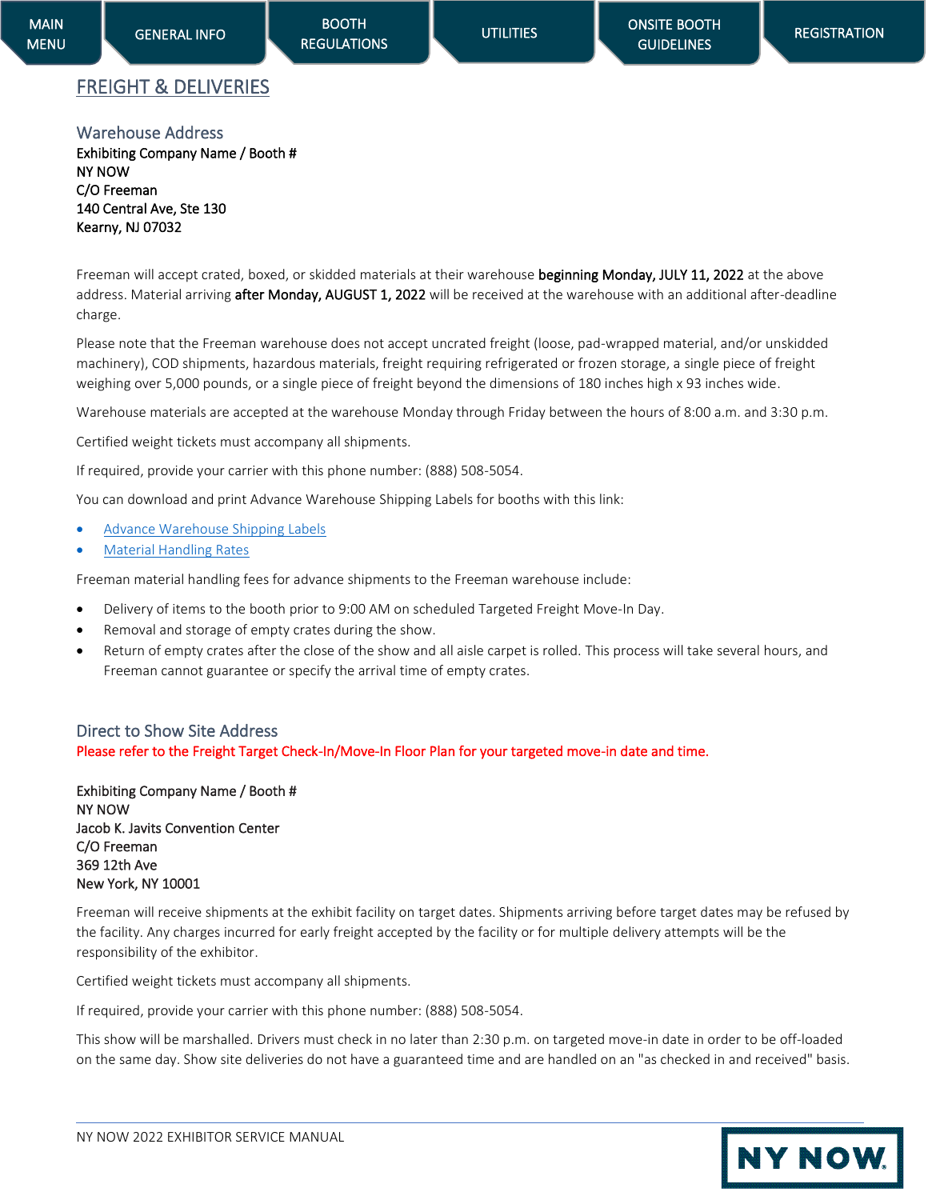## FREERIGHT & DELIVERIES

### Warehouse Address

**Exhibiting Company Name / Booth #**
**NY NOW**
**C/O Freeman**
**140 Central Ave, Ste 130**
**Kearny, NJ 07032**

Freeman will accept crated, boxed, or skidded materials at their warehouse **beginning Monday, JULY 11, 2022** at the above address. Material arriving **after Monday, AUGUST 1, 2022** will be received at the warehouse with an additional after-deadline charge.

Please note that the Freeman warehouse does not accept uncrated freight (loose, pad-wrapped material, and/or unskidded machinery), COD shipments, hazardous materials, freight requiring refrigerated or frozen storage, a single piece of freight weighing over 5,000 pounds, or a single piece of freight beyond the dimensions of 180 inches high x 93 inches wide.

Warehouse materials are accepted at the warehouse Monday through Friday between the hours of 8:00 a.m. and 3:30 p.m.

Certified weight tickets must accompany all shipments.

If required, provide your carrier with this phone number: (888) 508-5054.

You can download and print Advance Warehouse Shipping Labels for booths with this link:

- Advance Warehouse Shipping Labels
- Material Handling Rates

Freeman material handling fees for advance shipments to the Freeman warehouse include:

- Delivery of items to the booth prior to 9:00 AM on scheduled Targeted Freight Move-In Day.
- Removal and storage of empty crates during the show.
- Return of empty crates after the close of the show and all aisle carpet is rolled. This process will take several hours, and Freeman cannot guarantee or specify the arrival time of empty crates.

### Direct to Show Site Address

Please refer to the Freight Target Check-In/Move-In Floor Plan for your targeted move-in date and time.

**Exhibiting Company Name / Booth #**
**NY NOW**
**Jacob K. Javits Convention Center**
**C/O Freeman**
**369 12th Ave**
**New York, NY 10001**

Freeman will receive shipments at the exhibit facility on target dates. Shipments arriving before target dates may be refused by the facility. Any charges incurred for early freight accepted by the facility or for multiple delivery attempts will be the responsibility of the exhibitor.

Certified weight tickets must accompany all shipments.

If required, provide your carrier with this phone number: (888) 508-5054.

This show will be marshalled. Drivers must check in no later than 2:30 p.m. on targeted move-in date in order to be off-loaded on the same day. Show site deliveries do not have a guaranteed time and are handled on an "as checked in and received" basis.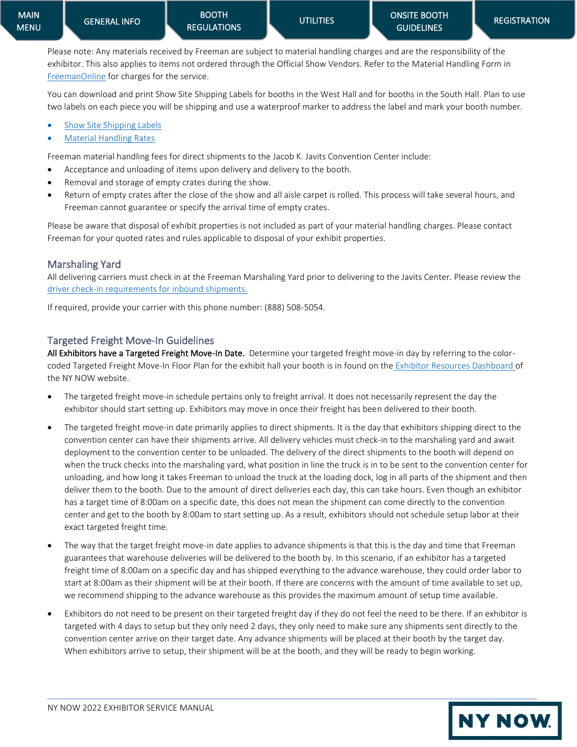Please note: Any materials received by Freeman are subject to material handling charges and are the responsibility of the exhibitor. This also applies to items not ordered through the Official Show Vendors. Refer to the Material Handling Form in FreemanOnline for charges for the service.

You can download and print Show Site Shipping Labels for booths in the West Hall and for booths in the South Hall. Plan to use two labels on each piece you will be shipping and use a waterproof marker to address the label and mark your booth number.

- Show Site Shipping Labels
- Material Handling Rates

Freeman material handling fees for direct shipments to the Jacob K. Javits Convention Center include:

- Acceptance and unloading of items upon delivery and delivery to the booth.
- Removal and storage of empty crates during the show.
- Return of empty crates after the close of the show and all aisle carpet is rolled. This process will take several hours, and Freeman cannot guarantee or specify the arrival time of empty crates.

Please be aware that disposal of exhibit properties is not included as part of your material handling charges. Please contact Freeman for your quoted rates and rules applicable to disposal of your exhibit properties.

## Marshaling Yard

All delivering carriers must check in at the Freeman Marshaling Yard prior to delivering to the Javits Center. Please review the driver check-in requirements for inbound shipments.

If required, provide your carrier with this phone number: (888) 508-5054.

## Targeted Freight Move-In Guidelines

**All Exhibitors have a Targeted Freight Move-In Date.** Determine your targeted freight move-in day by referring to the color-coded Targeted Freight Move-In Floor Plan for the exhibit hall your booth is in found on the Exhibitor Resources Dashboard of the NY NOW website.

- The targeted freight move-in schedule pertains only to freight arrival. It does not necessarily represent the day the exhibitor should start setting up. Exhibitors may move in once their freight has been delivered to their booth.
- The targeted freight move-in date primarily applies to direct shipments. It is the day that exhibitors shipping direct to the convention center can have their shipments arrive. All delivery vehicles must check-in to the marshaling yard and await deployment to the convention center to be unloaded. The delivery of the direct shipments to the booth will depend on when the truck checks into the marshaling yard, what position in line the truck is in to be sent to the convention center for unloading, and how long it takes Freeman to unload the truck at the loading dock, log in all parts of the shipment and then deliver them to the booth. Due to the amount of direct deliveries each day, this can take hours. Even though an exhibitor has a target time of 8:00am on a specific date, this does not mean the shipment can come directly to the convention center and get to the booth by 8:00am to start setting up. As a result, exhibitors should not schedule setup labor at their exact targeted freight time.
- The way that the target freight move-in date applies to advance shipments is that this is the day and time that Freeman guarantees that warehouse deliveries will be delivered to the booth by. In this scenario, if an exhibitor has a targeted freight time of 8:00am on a specific day and has shipped everything to the advance warehouse, they could order labor to start at 8:00am as their shipment will be at their booth. If there are concerns with the amount of time available to set up, we recommend shipping to the advance warehouse as this provides the maximum amount of setup time available.
- Exhibitors do not need to be present on their targeted freight day if they do not feel the need to be there. If an exhibitor is targeted with 4 days to setup but they only need 2 days, they only need to make sure any shipments sent directly to the convention center arrive on their target date. Any advance shipments will be placed at their booth by the target day. When exhibitors arrive to setup, their shipment will be at the booth, and they will be ready to begin working.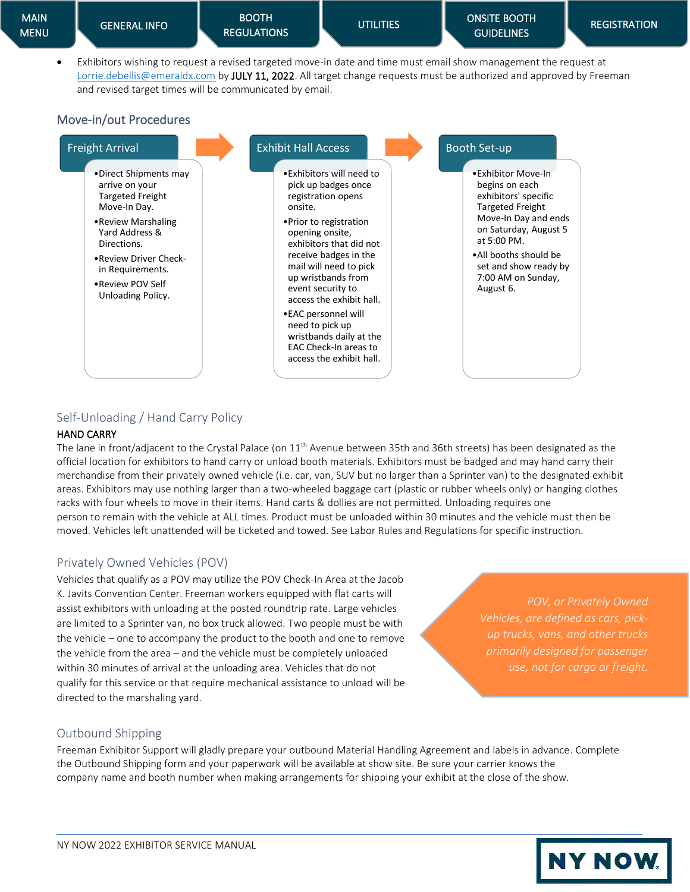- Exhibitors wishing to request a revised targeted move-in date and time must email show management the request at Lorrie.debellis@emeraldx.com by JULY 11, 2022. All target change requests must be authorized and approved by Freeman and revised target times will be communicated by email.

## Move-in/out Procedures

### Freight Arrival

- Direct Shipments may arrive on your Targeted Freight Move-In Day.
- Review Marshaling Yard Address & Directions.
- Review Driver Check-in Requirements.
- Review POV Self Unloading Policy.

### Exhibit Hall Access

- Exhibitors will need to pick up badges once registration opens onsite.
- Prior to registration opening onsite, exhibitors that did not receive badges in the mail will need to pick up wristbands from event security to access the exhibit hall.
- EAC personnel will need to pick up wristbands daily at the EAC Check-In areas to access the exhibit hall.

### Booth Set-up

- Exhibitor Move-In begins on each exhibitors' specific Targeted Freight Move-In Day and ends on Saturday, August 5 at 5:00 PM.
- All booths should be set and show ready by 7:00 AM on Sunday, August 6.

## Self-Unloading / Hand Carry Policy

**HAND CARRY**

The lane in front/adjacent to the Crystal Palace (on 11th Avenue between 35th and 36th streets) has been designated as the official location for exhibitors to hand carry or unload booth materials. Exhibitors must be badged and may hand carry their merchandise from their privately owned vehicle (i.e. car, van, SUV but no larger than a Sprinter van) to the designated exhibit areas. Exhibitors may use nothing larger than a two-wheeled baggage cart (plastic or rubber wheels only) or hanging clothes racks with four wheels to move in their items. Hand carts & dollies are not permitted. Unloading requires one person to remain with the vehicle at ALL times. Product must be unloaded within 30 minutes and the vehicle must then be moved. Vehicles left unattended will be ticketed and towed. See Labor Rules and Regulations for specific instruction.

## Privately Owned Vehicles (POV)

Vehicles that qualify as a POV may utilize the POV Check-In Area at the Jacob K. Javits Convention Center. Freeman workers equipped with flat carts will assist exhibitors with unloading at the posted roundtrip rate. Large vehicles are limited to a Sprinter van, no box truck allowed. Two people must be with the vehicle – one to accompany the product to the booth and one to remove the vehicle from the area – and the vehicle must be completely unloaded within 30 minutes of arrival at the unloading area. Vehicles that do not qualify for this service or that require mechanical assistance to unload will be directed to the marshaling yard.

*POV, or Privately Owned Vehicles, are defined as cars, pick-up trucks, vans, and other trucks primarily designed for passenger use, not for cargo or freight.*

## Outbound Shipping

Freeman Exhibitor Support will gladly prepare your outbound Material Handling Agreement and labels in advance. Complete the Outbound Shipping form and your paperwork will be available at show site. Be sure your carrier knows the company name and booth number when making arrangements for shipping your exhibit at the close of the show.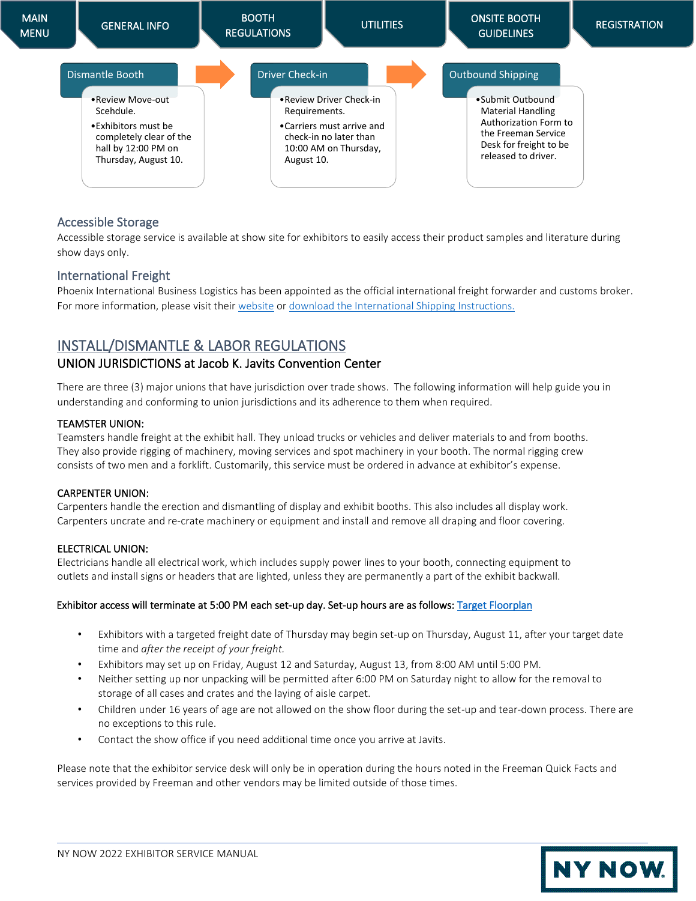MAIN MENU | GENERAL INFO | BOOTH REGULATIONS | UTILITIES | ONSITE BOOTH GUIDELINES | REGISTRATION

**Dismantle Booth**

- Review Move-out Scehdule.
- Exhibitors must be completely clear of the hall by 12:00 PM on Thursday, August 10.

**Driver Check-in**

- Review Driver Check-in Requirements.
- Carriers must arrive and check-in no later than 10:00 AM on Thursday, August 10.

**Outbound Shipping**

- Submit Outbound Material Handling Authorization Form to the Freeman Service Desk for freight to be released to driver.

### Accessible Storage

Accessible storage service is available at show site for exhibitors to easily access their product samples and literature during show days only.

### International Freight

Phoenix International Business Logistics has been appointed as the official international freight forwarder and customs broker. For more information, please visit their website or download the International Shipping Instructions.

## INSTALL/DISMANTLE & LABOR REGULATIONS

### UNION JURISDICTIONS at Jacob K. Javits Convention Center

There are three (3) major unions that have jurisdiction over trade shows. The following information will help guide you in understanding and conforming to union jurisdictions and its adherence to them when required.

**TEAMSTER UNION:**
Teamsters handle freight at the exhibit hall. They unload trucks or vehicles and deliver materials to and from booths. They also provide rigging of machinery, moving services and spot machinery in your booth. The normal rigging crew consists of two men and a forklift. Customarily, this service must be ordered in advance at exhibitor's expense.

**CARPENTER UNION:**
Carpenters handle the erection and dismantling of display and exhibit booths. This also includes all display work. Carpenters uncrate and re-crate machinery or equipment and install and remove all draping and floor covering.

**ELECTRICAL UNION:**
Electricians handle all electrical work, which includes supply power lines to your booth, connecting equipment to outlets and install signs or headers that are lighted, unless they are permanently a part of the exhibit backwall.

Exhibitor access will terminate at 5:00 PM each set-up day. Set-up hours are as follows: Target Floorplan

- Exhibitors with a targeted freight date of Thursday may begin set-up on Thursday, August 11, after your target date time and *after the receipt of your freight.*
- Exhibitors may set up on Friday, August 12 and Saturday, August 13, from 8:00 AM until 5:00 PM.
- Neither setting up nor unpacking will be permitted after 6:00 PM on Saturday night to allow for the removal to storage of all cases and crates and the laying of aisle carpet.
- Children under 16 years of age are not allowed on the show floor during the set-up and tear-down process. There are no exceptions to this rule.
- Contact the show office if you need additional time once you arrive at Javits.

Please note that the exhibitor service desk will only be in operation during the hours noted in the Freeman Quick Facts and services provided by Freeman and other vendors may be limited outside of those times.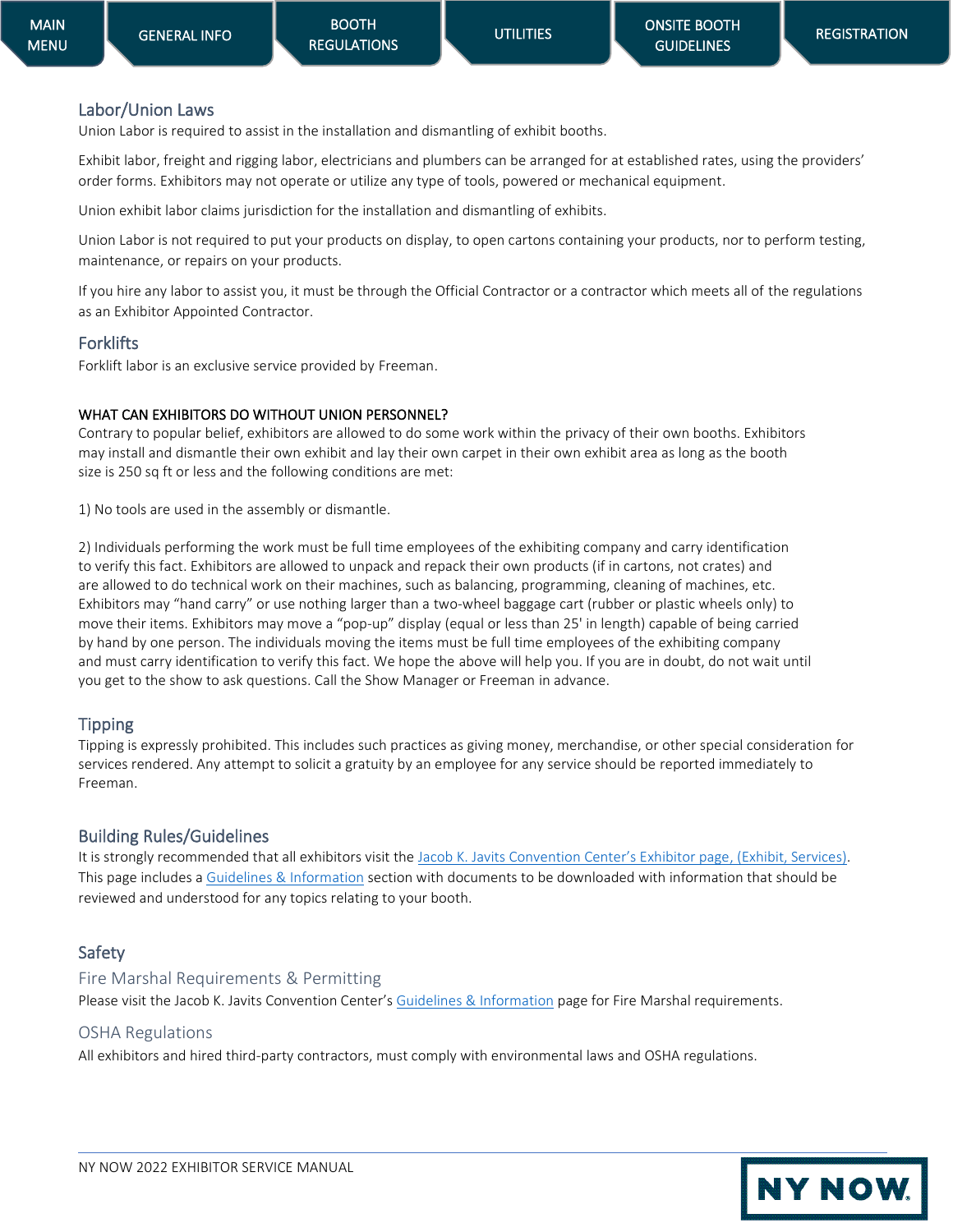## Labor/Union Laws

Union Labor is required to assist in the installation and dismantling of exhibit booths.

Exhibit labor, freight and rigging labor, electricians and plumbers can be arranged for at established rates, using the providers' order forms. Exhibitors may not operate or utilize any type of tools, powered or mechanical equipment.

Union exhibit labor claims jurisdiction for the installation and dismantling of exhibits.

Union Labor is not required to put your products on display, to open cartons containing your products, nor to perform testing, maintenance, or repairs on your products.

If you hire any labor to assist you, it must be through the Official Contractor or a contractor which meets all of the regulations as an Exhibitor Appointed Contractor.

## Forklifts

Forklift labor is an exclusive service provided by Freeman.

### WHAT CAN EXHIBITORS DO WITHOUT UNION PERSONNEL?

Contrary to popular belief, exhibitors are allowed to do some work within the privacy of their own booths. Exhibitors may install and dismantle their own exhibit and lay their own carpet in their own exhibit area as long as the booth size is 250 sq ft or less and the following conditions are met:

1) No tools are used in the assembly or dismantle.

2) Individuals performing the work must be full time employees of the exhibiting company and carry identification to verify this fact. Exhibitors are allowed to unpack and repack their own products (if in cartons, not crates) and are allowed to do technical work on their machines, such as balancing, programming, cleaning of machines, etc. Exhibitors may "hand carry" or use nothing larger than a two-wheel baggage cart (rubber or plastic wheels only) to move their items. Exhibitors may move a "pop-up" display (equal or less than 25' in length) capable of being carried by hand by one person. The individuals moving the items must be full time employees of the exhibiting company and must carry identification to verify this fact. We hope the above will help you. If you are in doubt, do not wait until you get to the show to ask questions. Call the Show Manager or Freeman in advance.

## Tipping

Tipping is expressly prohibited. This includes such practices as giving money, merchandise, or other special consideration for services rendered. Any attempt to solicit a gratuity by an employee for any service should be reported immediately to Freeman.

## Building Rules/Guidelines

It is strongly recommended that all exhibitors visit the Jacob K. Javits Convention Center's Exhibitor page, (Exhibit, Services). This page includes a Guidelines & Information section with documents to be downloaded with information that should be reviewed and understood for any topics relating to your booth.

## Safety

### Fire Marshal Requirements & Permitting

Please visit the Jacob K. Javits Convention Center's Guidelines & Information page for Fire Marshal requirements.

### OSHA Regulations

All exhibitors and hired third-party contractors, must comply with environmental laws and OSHA regulations.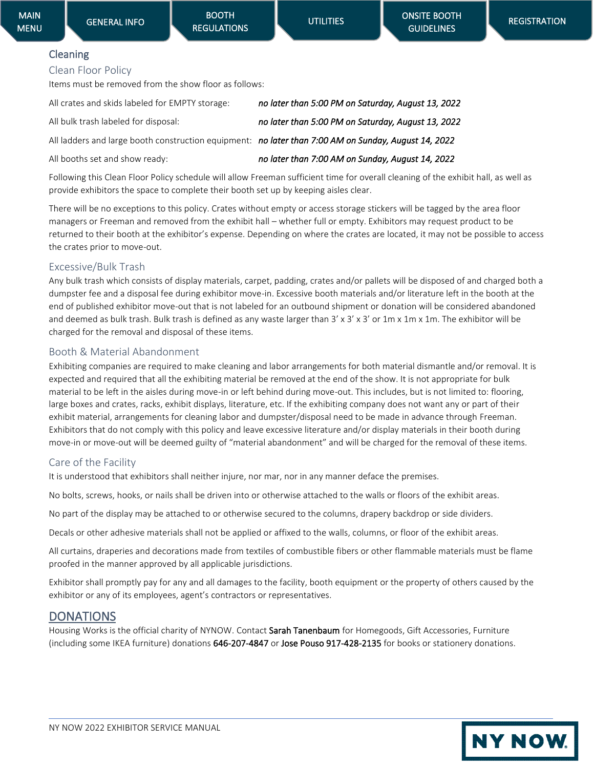## Cleaning

### Clean Floor Policy

Items must be removed from the show floor as follows:

| | |
|---|---|
| All crates and skids labeled for EMPTY storage: | *no later than 5:00 PM on Saturday, August 13, 2022* |
| All bulk trash labeled for disposal: | *no later than 5:00 PM on Saturday, August 13, 2022* |
| All ladders and large booth construction equipment: | *no later than 7:00 AM on Sunday, August 14, 2022* |
| All booths set and show ready: | *no later than 7:00 AM on Sunday, August 14, 2022* |

Following this Clean Floor Policy schedule will allow Freeman sufficient time for overall cleaning of the exhibit hall, as well as provide exhibitors the space to complete their booth set up by keeping aisles clear.

There will be no exceptions to this policy. Crates without empty or access storage stickers will be tagged by the area floor managers or Freeman and removed from the exhibit hall – whether full or empty. Exhibitors may request product to be returned to their booth at the exhibitor's expense. Depending on where the crates are located, it may not be possible to access the crates prior to move-out.

### Excessive/Bulk Trash

Any bulk trash which consists of display materials, carpet, padding, crates and/or pallets will be disposed of and charged both a dumpster fee and a disposal fee during exhibitor move-in. Excessive booth materials and/or literature left in the booth at the end of published exhibitor move-out that is not labeled for an outbound shipment or donation will be considered abandoned and deemed as bulk trash. Bulk trash is defined as any waste larger than 3' x 3' x 3' or 1m x 1m x 1m. The exhibitor will be charged for the removal and disposal of these items.

### Booth & Material Abandonment

Exhibiting companies are required to make cleaning and labor arrangements for both material dismantle and/or removal. It is expected and required that all the exhibiting material be removed at the end of the show. It is not appropriate for bulk material to be left in the aisles during move-in or left behind during move-out. This includes, but is not limited to: flooring, large boxes and crates, racks, exhibit displays, literature, etc. If the exhibiting company does not want any or part of their exhibit material, arrangements for cleaning labor and dumpster/disposal need to be made in advance through Freeman. Exhibitors that do not comply with this policy and leave excessive literature and/or display materials in their booth during move-in or move-out will be deemed guilty of "material abandonment" and will be charged for the removal of these items.

### Care of the Facility

It is understood that exhibitors shall neither injure, nor mar, nor in any manner deface the premises.

No bolts, screws, hooks, or nails shall be driven into or otherwise attached to the walls or floors of the exhibit areas.

No part of the display may be attached to or otherwise secured to the columns, drapery backdrop or side dividers.

Decals or other adhesive materials shall not be applied or affixed to the walls, columns, or floor of the exhibit areas.

All curtains, draperies and decorations made from textiles of combustible fibers or other flammable materials must be flame proofed in the manner approved by all applicable jurisdictions.

Exhibitor shall promptly pay for any and all damages to the facility, booth equipment or the property of others caused by the exhibitor or any of its employees, agent's contractors or representatives.

## DONATIONS

Housing Works is the official charity of NYNOW. Contact Sarah Tanenbaum for Homegoods, Gift Accessories, Furniture (including some IKEA furniture) donations 646-207-4847 or Jose Pouso 917-428-2135 for books or stationery donations.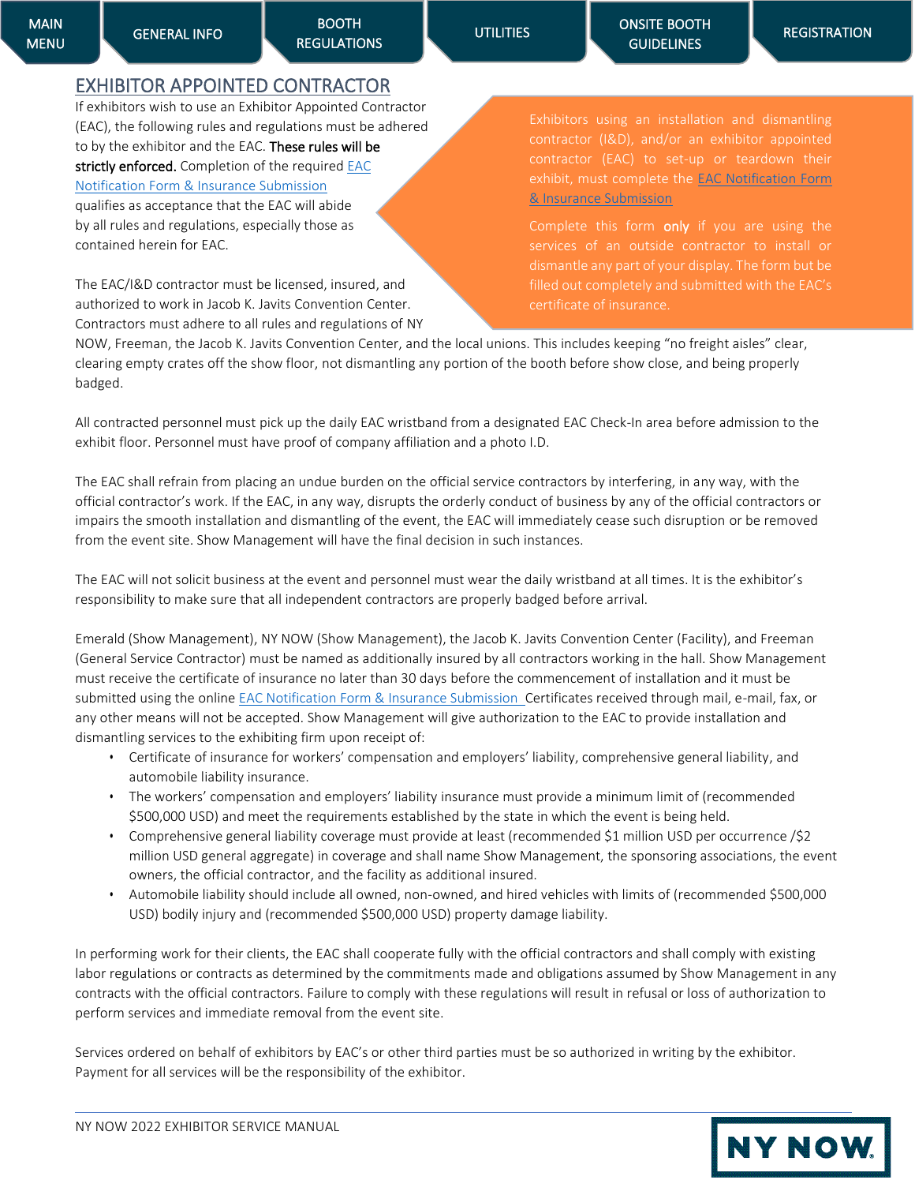# EXHIBITOR APPOINTED CONTRACTOR

If exhibitors wish to use an Exhibitor Appointed Contractor (EAC), the following rules and regulations must be adhered to by the exhibitor and the EAC. **These rules will be strictly enforced.** Completion of the required EAC Notification Form & Insurance Submission qualifies as acceptance that the EAC will abide by all rules and regulations, especially those as contained herein for EAC.

> Exhibitors using an installation and dismantling contractor (I&D), and/or an exhibitor appointed contractor (EAC) to set-up or teardown their exhibit, must complete the EAC Notification Form & Insurance Submission
>
> Complete this form **only** if you are using the services of an outside contractor to install or dismantle any part of your display. The form but be filled out completely and submitted with the EAC's certificate of insurance.

The EAC/I&D contractor must be licensed, insured, and authorized to work in Jacob K. Javits Convention Center. Contractors must adhere to all rules and regulations of NY NOW, Freeman, the Jacob K. Javits Convention Center, and the local unions. This includes keeping "no freight aisles" clear, clearing empty crates off the show floor, not dismantling any portion of the booth before show close, and being properly badged.

All contracted personnel must pick up the daily EAC wristband from a designated EAC Check-In area before admission to the exhibit floor. Personnel must have proof of company affiliation and a photo I.D.

The EAC shall refrain from placing an undue burden on the official service contractors by interfering, in any way, with the official contractor's work. If the EAC, in any way, disrupts the orderly conduct of business by any of the official contractors or impairs the smooth installation and dismantling of the event, the EAC will immediately cease such disruption or be removed from the event site. Show Management will have the final decision in such instances.

The EAC will not solicit business at the event and personnel must wear the daily wristband at all times. It is the exhibitor's responsibility to make sure that all independent contractors are properly badged before arrival.

Emerald (Show Management), NY NOW (Show Management), the Jacob K. Javits Convention Center (Facility), and Freeman (General Service Contractor) must be named as additionally insured by all contractors working in the hall. Show Management must receive the certificate of insurance no later than 30 days before the commencement of installation and it must be submitted using the online EAC Notification Form & Insurance Submission Certificates received through mail, e-mail, fax, or any other means will not be accepted. Show Management will give authorization to the EAC to provide installation and dismantling services to the exhibiting firm upon receipt of:

- Certificate of insurance for workers' compensation and employers' liability, comprehensive general liability, and automobile liability insurance.
- The workers' compensation and employers' liability insurance must provide a minimum limit of (recommended $500,000 USD) and meet the requirements established by the state in which the event is being held.
- Comprehensive general liability coverage must provide at least (recommended $1 million USD per occurrence /$2 million USD general aggregate) in coverage and shall name Show Management, the sponsoring associations, the event owners, the official contractor, and the facility as additional insured.
- Automobile liability should include all owned, non-owned, and hired vehicles with limits of (recommended $500,000 USD) bodily injury and (recommended $500,000 USD) property damage liability.

In performing work for their clients, the EAC shall cooperate fully with the official contractors and shall comply with existing labor regulations or contracts as determined by the commitments made and obligations assumed by Show Management in any contracts with the official contractors. Failure to comply with these regulations will result in refusal or loss of authorization to perform services and immediate removal from the event site.

Services ordered on behalf of exhibitors by EAC's or other third parties must be so authorized in writing by the exhibitor. Payment for all services will be the responsibility of the exhibitor.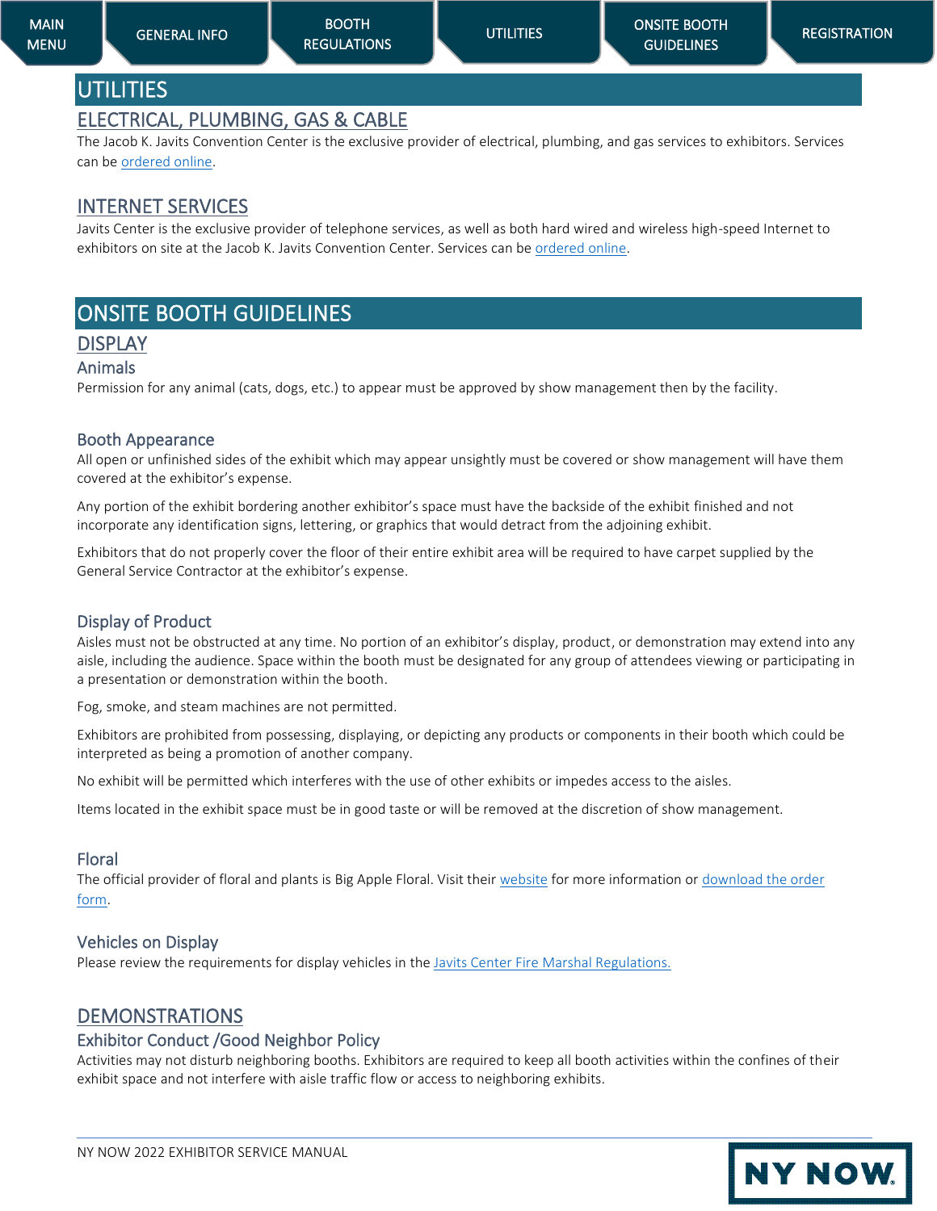# UTILITIES

## ELECTRICAL, PLUMBING, GAS & CABLE

The Jacob K. Javits Convention Center is the exclusive provider of electrical, plumbing, and gas services to exhibitors. Services can be ordered online.

## INTERNET SERVICES

Javits Center is the exclusive provider of telephone services, as well as both hard wired and wireless high-speed Internet to exhibitors on site at the Jacob K. Javits Convention Center. Services can be ordered online.

# ONSITE BOOTH GUIDELINES

## DISPLAY

### Animals

Permission for any animal (cats, dogs, etc.) to appear must be approved by show management then by the facility.

### Booth Appearance

All open or unfinished sides of the exhibit which may appear unsightly must be covered or show management will have them covered at the exhibitor's expense.

Any portion of the exhibit bordering another exhibitor's space must have the backside of the exhibit finished and not incorporate any identification signs, lettering, or graphics that would detract from the adjoining exhibit.

Exhibitors that do not properly cover the floor of their entire exhibit area will be required to have carpet supplied by the General Service Contractor at the exhibitor's expense.

### Display of Product

Aisles must not be obstructed at any time. No portion of an exhibitor's display, product, or demonstration may extend into any aisle, including the audience. Space within the booth must be designated for any group of attendees viewing or participating in a presentation or demonstration within the booth.

Fog, smoke, and steam machines are not permitted.

Exhibitors are prohibited from possessing, displaying, or depicting any products or components in their booth which could be interpreted as being a promotion of another company.

No exhibit will be permitted which interferes with the use of other exhibits or impedes access to the aisles.

Items located in the exhibit space must be in good taste or will be removed at the discretion of show management.

### Floral

The official provider of floral and plants is Big Apple Floral. Visit their website for more information or download the order form.

### Vehicles on Display

Please review the requirements for display vehicles in the Javits Center Fire Marshal Regulations.

## DEMONSTRATIONS

### Exhibitor Conduct /Good Neighbor Policy

Activities may not disturb neighboring booths. Exhibitors are required to keep all booth activities within the confines of their exhibit space and not interfere with aisle traffic flow or access to neighboring exhibits.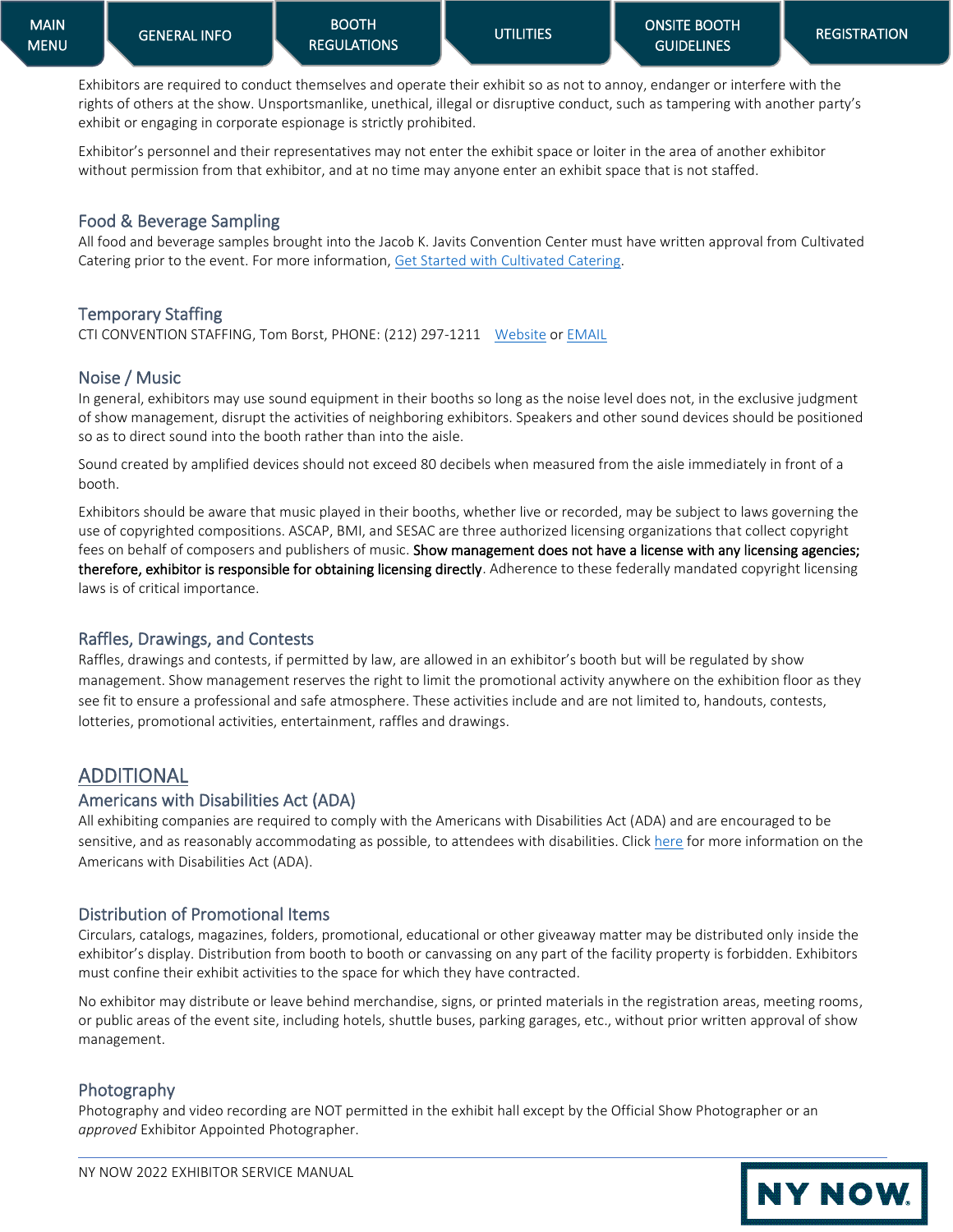Exhibitors are required to conduct themselves and operate their exhibit so as not to annoy, endanger or interfere with the rights of others at the show. Unsportsmanlike, unethical, illegal or disruptive conduct, such as tampering with another party's exhibit or engaging in corporate espionage is strictly prohibited.

Exhibitor's personnel and their representatives may not enter the exhibit space or loiter in the area of another exhibitor without permission from that exhibitor, and at no time may anyone enter an exhibit space that is not staffed.

### Food & Beverage Sampling

All food and beverage samples brought into the Jacob K. Javits Convention Center must have written approval from Cultivated Catering prior to the event. For more information, Get Started with Cultivated Catering.

### Temporary Staffing

CTI CONVENTION STAFFING, Tom Borst, PHONE: (212) 297-1211 Website or EMAIL

### Noise / Music

In general, exhibitors may use sound equipment in their booths so long as the noise level does not, in the exclusive judgment of show management, disrupt the activities of neighboring exhibitors. Speakers and other sound devices should be positioned so as to direct sound into the booth rather than into the aisle.

Sound created by amplified devices should not exceed 80 decibels when measured from the aisle immediately in front of a booth.

Exhibitors should be aware that music played in their booths, whether live or recorded, may be subject to laws governing the use of copyrighted compositions. ASCAP, BMI, and SESAC are three authorized licensing organizations that collect copyright fees on behalf of composers and publishers of music. **Show management does not have a license with any licensing agencies; therefore, exhibitor is responsible for obtaining licensing directly**. Adherence to these federally mandated copyright licensing laws is of critical importance.

### Raffles, Drawings, and Contests

Raffles, drawings and contests, if permitted by law, are allowed in an exhibitor's booth but will be regulated by show management. Show management reserves the right to limit the promotional activity anywhere on the exhibition floor as they see fit to ensure a professional and safe atmosphere. These activities include and are not limited to, handouts, contests, lotteries, promotional activities, entertainment, raffles and drawings.

## ADDITIONAL

### Americans with Disabilities Act (ADA)

All exhibiting companies are required to comply with the Americans with Disabilities Act (ADA) and are encouraged to be sensitive, and as reasonably accommodating as possible, to attendees with disabilities. Click here for more information on the Americans with Disabilities Act (ADA).

### Distribution of Promotional Items

Circulars, catalogs, magazines, folders, promotional, educational or other giveaway matter may be distributed only inside the exhibitor's display. Distribution from booth to booth or canvassing on any part of the facility property is forbidden. Exhibitors must confine their exhibit activities to the space for which they have contracted.

No exhibitor may distribute or leave behind merchandise, signs, or printed materials in the registration areas, meeting rooms, or public areas of the event site, including hotels, shuttle buses, parking garages, etc., without prior written approval of show management.

### Photography

Photography and video recording are NOT permitted in the exhibit hall except by the Official Show Photographer or an *approved* Exhibitor Appointed Photographer.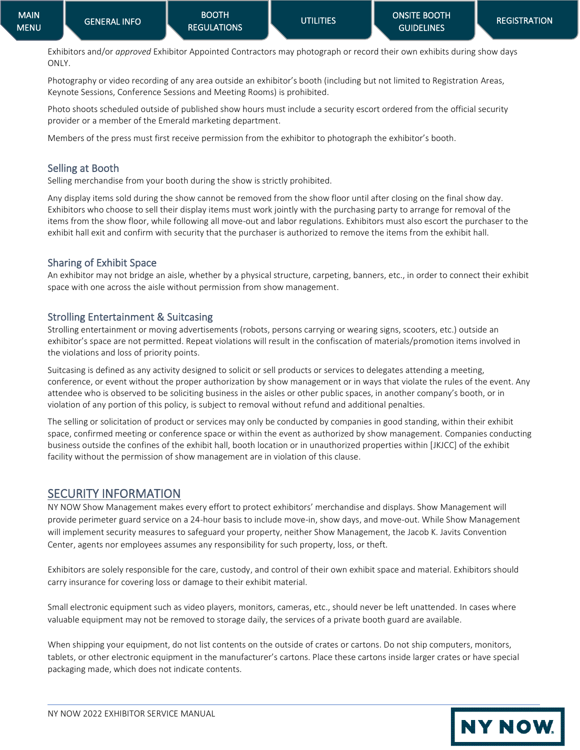Exhibitors and/or *approved* Exhibitor Appointed Contractors may photograph or record their own exhibits during show days ONLY.

Photography or video recording of any area outside an exhibitor's booth (including but not limited to Registration Areas, Keynote Sessions, Conference Sessions and Meeting Rooms) is prohibited.

Photo shoots scheduled outside of published show hours must include a security escort ordered from the official security provider or a member of the Emerald marketing department.

Members of the press must first receive permission from the exhibitor to photograph the exhibitor's booth.

### Selling at Booth

Selling merchandise from your booth during the show is strictly prohibited.

Any display items sold during the show cannot be removed from the show floor until after closing on the final show day. Exhibitors who choose to sell their display items must work jointly with the purchasing party to arrange for removal of the items from the show floor, while following all move-out and labor regulations. Exhibitors must also escort the purchaser to the exhibit hall exit and confirm with security that the purchaser is authorized to remove the items from the exhibit hall.

### Sharing of Exhibit Space

An exhibitor may not bridge an aisle, whether by a physical structure, carpeting, banners, etc., in order to connect their exhibit space with one across the aisle without permission from show management.

### Strolling Entertainment & Suitcasing

Strolling entertainment or moving advertisements (robots, persons carrying or wearing signs, scooters, etc.) outside an exhibitor's space are not permitted. Repeat violations will result in the confiscation of materials/promotion items involved in the violations and loss of priority points.

Suitcasing is defined as any activity designed to solicit or sell products or services to delegates attending a meeting, conference, or event without the proper authorization by show management or in ways that violate the rules of the event. Any attendee who is observed to be soliciting business in the aisles or other public spaces, in another company's booth, or in violation of any portion of this policy, is subject to removal without refund and additional penalties.

The selling or solicitation of product or services may only be conducted by companies in good standing, within their exhibit space, confirmed meeting or conference space or within the event as authorized by show management. Companies conducting business outside the confines of the exhibit hall, booth location or in unauthorized properties within [JKJCC] of the exhibit facility without the permission of show management are in violation of this clause.

## SECURITY INFORMATION

NY NOW Show Management makes every effort to protect exhibitors' merchandise and displays. Show Management will provide perimeter guard service on a 24-hour basis to include move-in, show days, and move-out. While Show Management will implement security measures to safeguard your property, neither Show Management, the Jacob K. Javits Convention Center, agents nor employees assumes any responsibility for such property, loss, or theft.

Exhibitors are solely responsible for the care, custody, and control of their own exhibit space and material. Exhibitors should carry insurance for covering loss or damage to their exhibit material.

Small electronic equipment such as video players, monitors, cameras, etc., should never be left unattended. In cases where valuable equipment may not be removed to storage daily, the services of a private booth guard are available.

When shipping your equipment, do not list contents on the outside of crates or cartons. Do not ship computers, monitors, tablets, or other electronic equipment in the manufacturer's cartons. Place these cartons inside larger crates or have special packaging made, which does not indicate contents.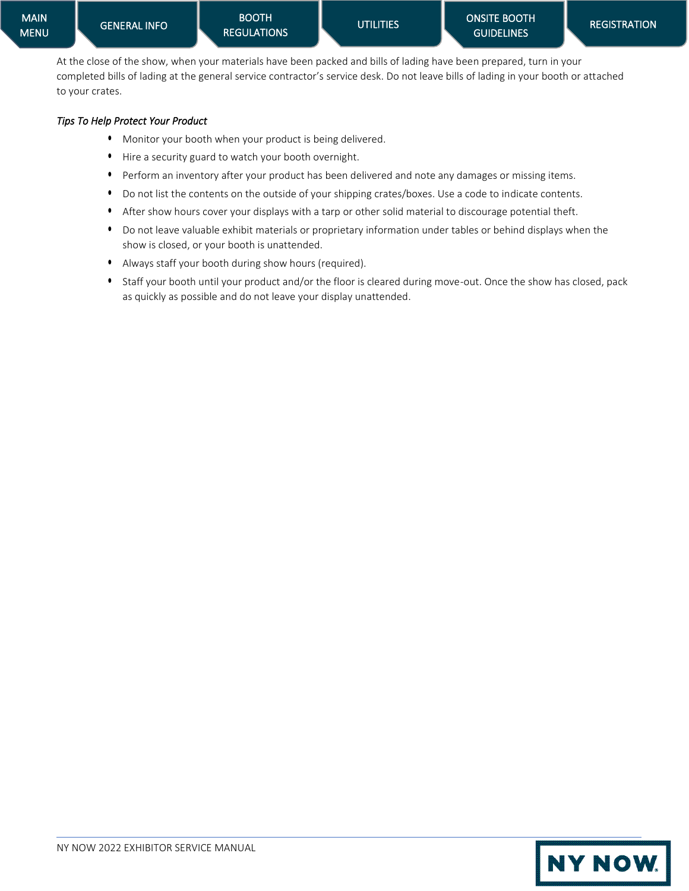At the close of the show, when your materials have been packed and bills of lading have been prepared, turn in your completed bills of lading at the general service contractor's service desk. Do not leave bills of lading in your booth or attached to your crates.

*Tips To Help Protect Your Product*

- Monitor your booth when your product is being delivered.
- Hire a security guard to watch your booth overnight.
- Perform an inventory after your product has been delivered and note any damages or missing items.
- Do not list the contents on the outside of your shipping crates/boxes. Use a code to indicate contents.
- After show hours cover your displays with a tarp or other solid material to discourage potential theft.
- Do not leave valuable exhibit materials or proprietary information under tables or behind displays when the show is closed, or your booth is unattended.
- Always staff your booth during show hours (required).
- Staff your booth until your product and/or the floor is cleared during move-out. Once the show has closed, pack as quickly as possible and do not leave your display unattended.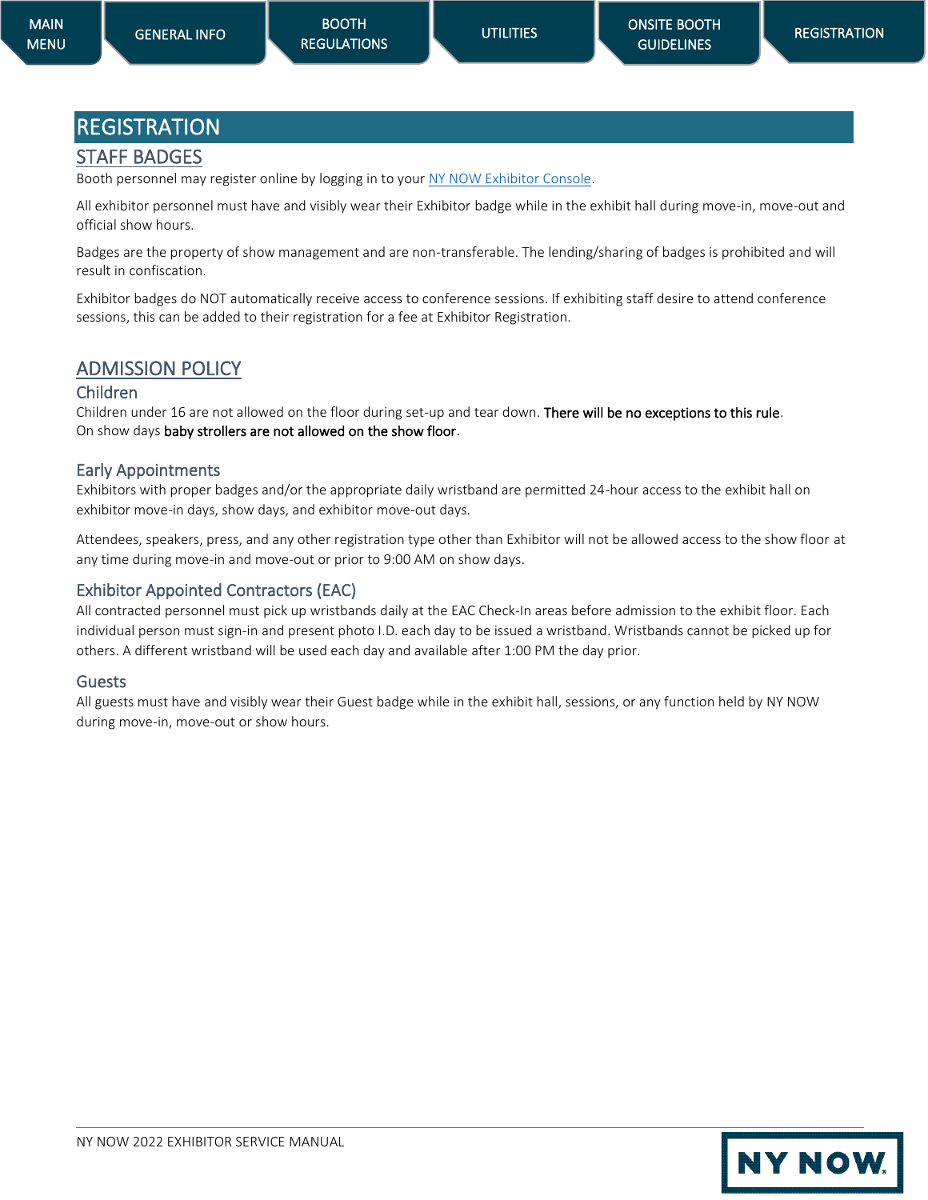# REGISTRATION

## STAFF BADGES

Booth personnel may register online by logging in to your NY NOW Exhibitor Console.

All exhibitor personnel must have and visibly wear their Exhibitor badge while in the exhibit hall during move-in, move-out and official show hours.

Badges are the property of show management and are non-transferable. The lending/sharing of badges is prohibited and will result in confiscation.

Exhibitor badges do NOT automatically receive access to conference sessions. If exhibiting staff desire to attend conference sessions, this can be added to their registration for a fee at Exhibitor Registration.

## ADMISSION POLICY

### Children

Children under 16 are not allowed on the floor during set-up and tear down. **There will be no exceptions to this rule**.
On show days **baby strollers are not allowed on the show floor**.

### Early Appointments

Exhibitors with proper badges and/or the appropriate daily wristband are permitted 24-hour access to the exhibit hall on exhibitor move-in days, show days, and exhibitor move-out days.

Attendees, speakers, press, and any other registration type other than Exhibitor will not be allowed access to the show floor at any time during move-in and move-out or prior to 9:00 AM on show days.

### Exhibitor Appointed Contractors (EAC)

All contracted personnel must pick up wristbands daily at the EAC Check-In areas before admission to the exhibit floor. Each individual person must sign-in and present photo I.D. each day to be issued a wristband. Wristbands cannot be picked up for others. A different wristband will be used each day and available after 1:00 PM the day prior.

### Guests

All guests must have and visibly wear their Guest badge while in the exhibit hall, sessions, or any function held by NY NOW during move-in, move-out or show hours.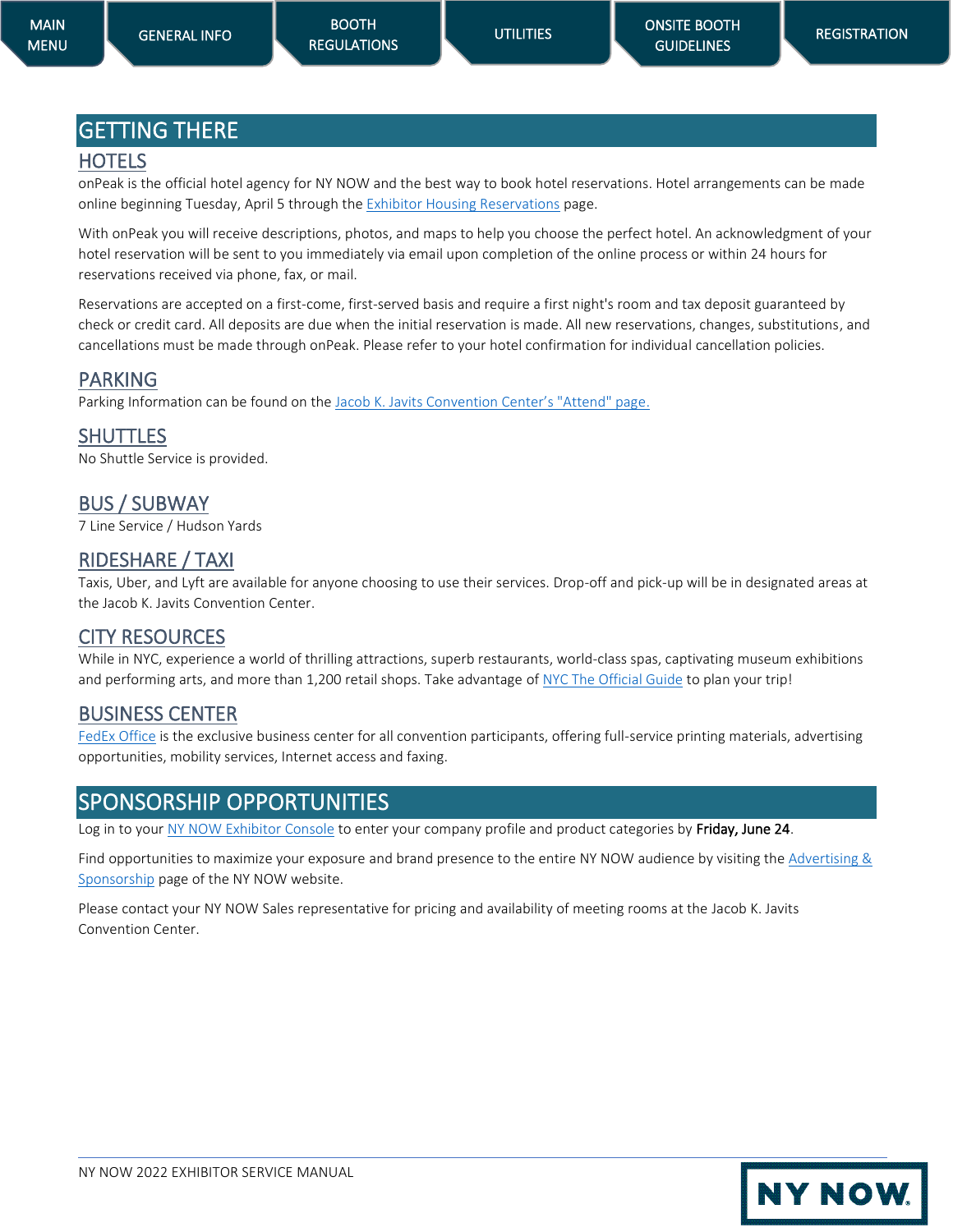MAIN MENU | GENERAL INFO | BOOTH REGULATIONS | UTILITIES | ONSITE BOOTH GUIDELINES | REGISTRATION

# GETTING THERE

## HOTELS

onPeak is the official hotel agency for NY NOW and the best way to book hotel reservations. Hotel arrangements can be made online beginning Tuesday, April 5 through the Exhibitor Housing Reservations page.

With onPeak you will receive descriptions, photos, and maps to help you choose the perfect hotel. An acknowledgment of your hotel reservation will be sent to you immediately via email upon completion of the online process or within 24 hours for reservations received via phone, fax, or mail.

Reservations are accepted on a first-come, first-served basis and require a first night's room and tax deposit guaranteed by check or credit card. All deposits are due when the initial reservation is made. All new reservations, changes, substitutions, and cancellations must be made through onPeak. Please refer to your hotel confirmation for individual cancellation policies.

## PARKING

Parking Information can be found on the Jacob K. Javits Convention Center's "Attend" page.

## SHUTTLES

No Shuttle Service is provided.

## BUS / SUBWAY

7 Line Service / Hudson Yards

## RIDESHARE / TAXI

Taxis, Uber, and Lyft are available for anyone choosing to use their services. Drop-off and pick-up will be in designated areas at the Jacob K. Javits Convention Center.

## CITY RESOURCES

While in NYC, experience a world of thrilling attractions, superb restaurants, world-class spas, captivating museum exhibitions and performing arts, and more than 1,200 retail shops. Take advantage of NYC The Official Guide to plan your trip!

## BUSINESS CENTER

FedEx Office is the exclusive business center for all convention participants, offering full-service printing materials, advertising opportunities, mobility services, Internet access and faxing.

# SPONSORSHIP OPPORTUNITIES

Log in to your NY NOW Exhibitor Console to enter your company profile and product categories by **Friday, June 24**.

Find opportunities to maximize your exposure and brand presence to the entire NY NOW audience by visiting the Advertising & Sponsorship page of the NY NOW website.

Please contact your NY NOW Sales representative for pricing and availability of meeting rooms at the Jacob K. Javits Convention Center.